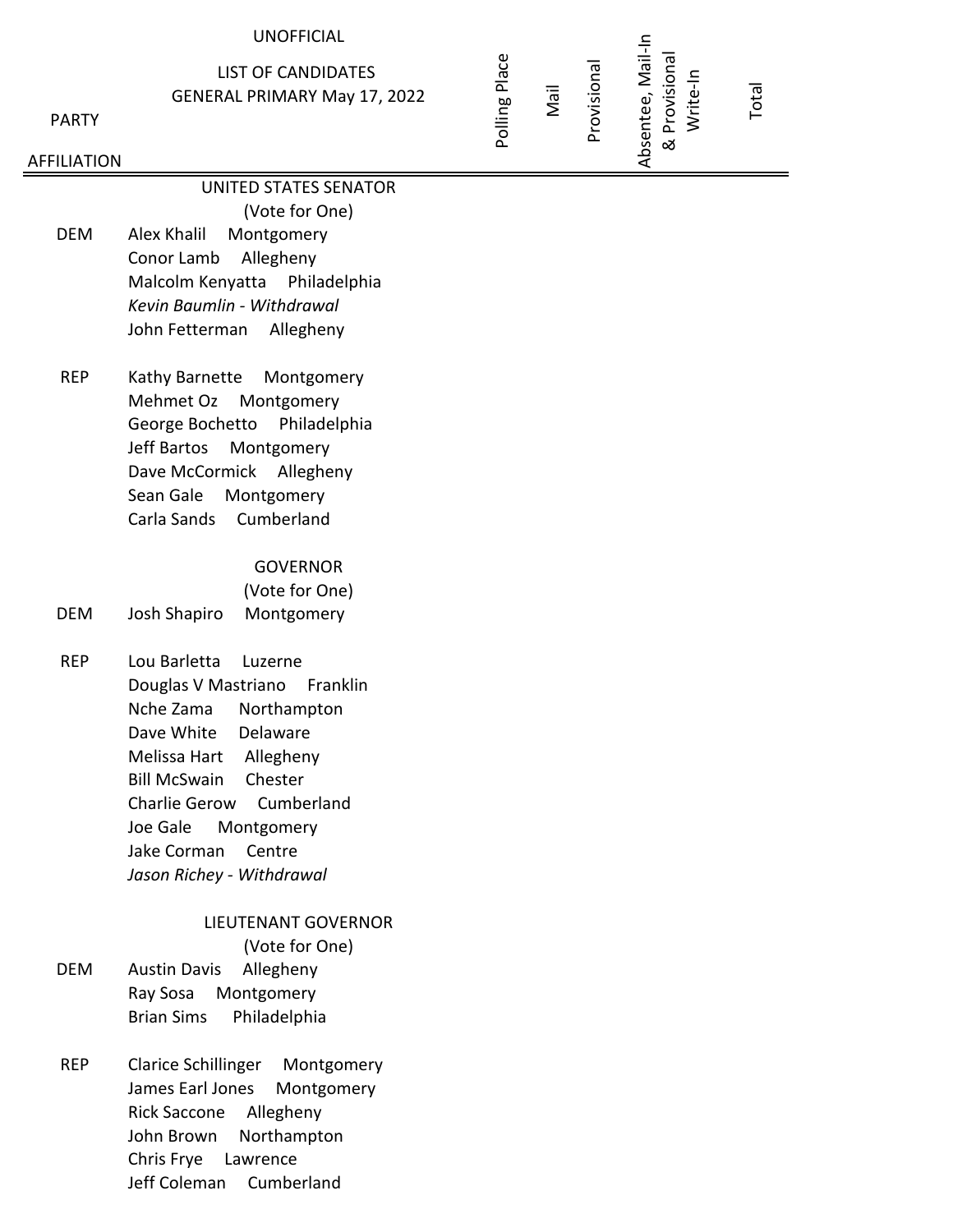UNOFFICIAL

LIST OF CANDIDATES
GENERAL PRIMARY May 17, 2022

| PARTY AFFILIATION | | Polling Place | Mail | Provisional | Absentee, Mail-In & Provisional Write-In | Total |
|---|---|---|---|---|---|---|
| | **UNITED STATES SENATOR** (Vote for One) | | | | | |
| DEM | Alex Khalil Montgomery | | | | | |
| | Conor Lamb Allegheny | | | | | |
| | Malcolm Kenyatta Philadelphia | | | | | |
| | *Kevin Baumlin - Withdrawal* | | | | | |
| | John Fetterman Allegheny | | | | | |
| REP | Kathy Barnette Montgomery | | | | | |
| | Mehmet Oz Montgomery | | | | | |
| | George Bochetto Philadelphia | | | | | |
| | Jeff Bartos Montgomery | | | | | |
| | Dave McCormick Allegheny | | | | | |
| | Sean Gale Montgomery | | | | | |
| | Carla Sands Cumberland | | | | | |
| | **GOVERNOR** (Vote for One) | | | | | |
| DEM | Josh Shapiro Montgomery | | | | | |
| REP | Lou Barletta Luzerne | | | | | |
| | Douglas V Mastriano Franklin | | | | | |
| | Nche Zama Northampton | | | | | |
| | Dave White Delaware | | | | | |
| | Melissa Hart Allegheny | | | | | |
| | Bill McSwain Chester | | | | | |
| | Charlie Gerow Cumberland | | | | | |
| | Joe Gale Montgomery | | | | | |
| | Jake Corman Centre | | | | | |
| | *Jason Richey - Withdrawal* | | | | | |
| | **LIEUTENANT GOVERNOR** (Vote for One) | | | | | |
| DEM | Austin Davis Allegheny | | | | | |
| | Ray Sosa Montgomery | | | | | |
| | Brian Sims Philadelphia | | | | | |
| REP | Clarice Schillinger Montgomery | | | | | |
| | James Earl Jones Montgomery | | | | | |
| | Rick Saccone Allegheny | | | | | |
| | John Brown Northampton | | | | | |
| | Chris Frye Lawrence | | | | | |
| | Jeff Coleman Cumberland | | | | | |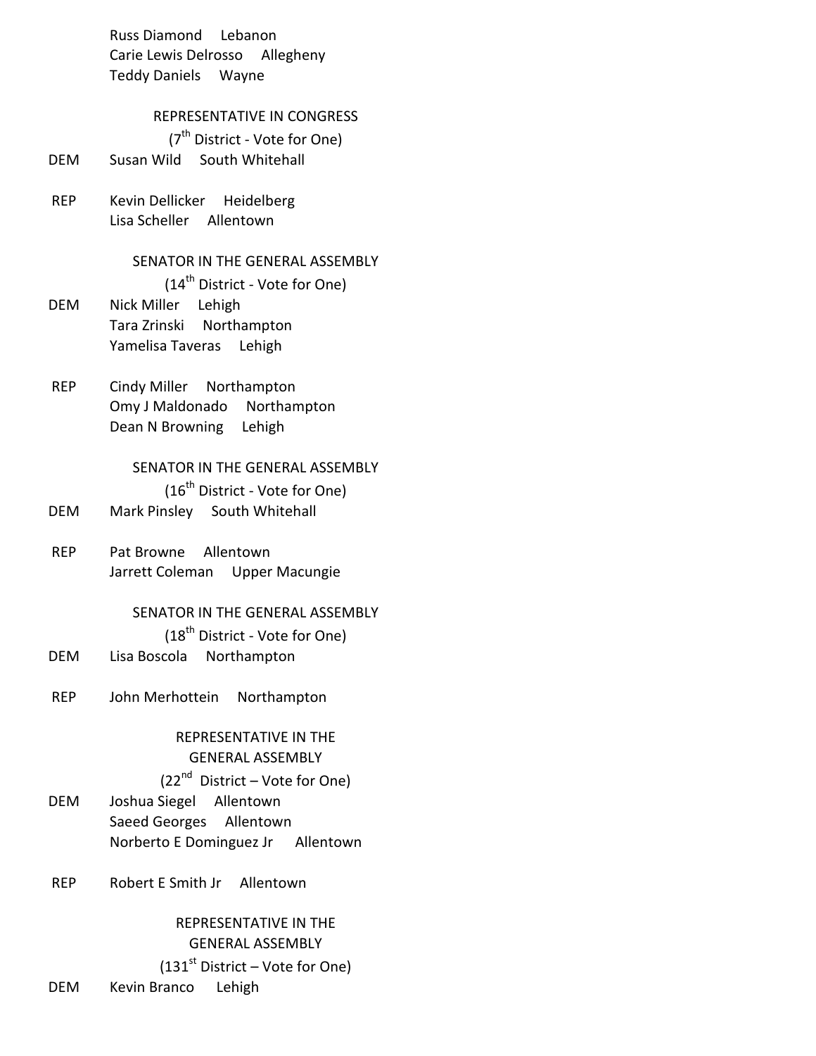Russ Diamond Lebanon
Carie Lewis Delrosso Allegheny
Teddy Daniels Wayne

REPRESENTATIVE IN CONGRESS
(7th District - Vote for One)

DEM Susan Wild South Whitehall

REP Kevin Dellicker Heidelberg
Lisa Scheller Allentown

SENATOR IN THE GENERAL ASSEMBLY
(14th District - Vote for One)

DEM Nick Miller Lehigh
Tara Zrinski Northampton
Yamelisa Taveras Lehigh

REP Cindy Miller Northampton
Omy J Maldonado Northampton
Dean N Browning Lehigh

SENATOR IN THE GENERAL ASSEMBLY
(16th District - Vote for One)

DEM Mark Pinsley South Whitehall

REP Pat Browne Allentown
Jarrett Coleman Upper Macungie

SENATOR IN THE GENERAL ASSEMBLY
(18th District - Vote for One)

DEM Lisa Boscola Northampton

REP John Merhottein Northampton

REPRESENTATIVE IN THE
GENERAL ASSEMBLY
(22nd District – Vote for One)

DEM Joshua Siegel Allentown
Saeed Georges Allentown
Norberto E Dominguez Jr Allentown

REP Robert E Smith Jr Allentown

REPRESENTATIVE IN THE
GENERAL ASSEMBLY
(131st District – Vote for One)

DEM Kevin Branco Lehigh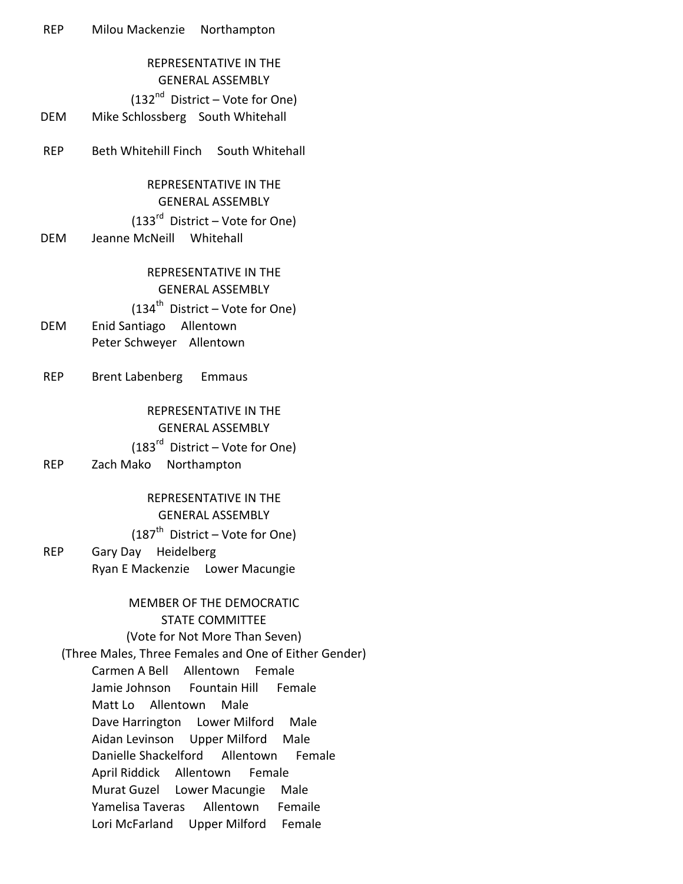REP Milou Mackenzie Northampton

REPRESENTATIVE IN THE
GENERAL ASSEMBLY
(132nd District – Vote for One)

DEM Mike Schlossberg South Whitehall

REP Beth Whitehill Finch South Whitehall

REPRESENTATIVE IN THE
GENERAL ASSEMBLY
(133rd District – Vote for One)

DEM Jeanne McNeill Whitehall

REPRESENTATIVE IN THE
GENERAL ASSEMBLY
(134th District – Vote for One)

DEM Enid Santiago Allentown
Peter Schweyer Allentown

REP Brent Labenberg Emmaus

REPRESENTATIVE IN THE
GENERAL ASSEMBLY
(183rd District – Vote for One)

REP Zach Mako Northampton

REPRESENTATIVE IN THE
GENERAL ASSEMBLY
(187th District – Vote for One)

REP Gary Day Heidelberg
Ryan E Mackenzie Lower Macungie

MEMBER OF THE DEMOCRATIC
STATE COMMITTEE
(Vote for Not More Than Seven)
(Three Males, Three Females and One of Either Gender)

Carmen A Bell Allentown Female
Jamie Johnson Fountain Hill Female
Matt Lo Allentown Male
Dave Harrington Lower Milford Male
Aidan Levinson Upper Milford Male
Danielle Shackelford Allentown Female
April Riddick Allentown Female
Murat Guzel Lower Macungie Male
Yamelisa Taveras Allentown Femaile
Lori McFarland Upper Milford Female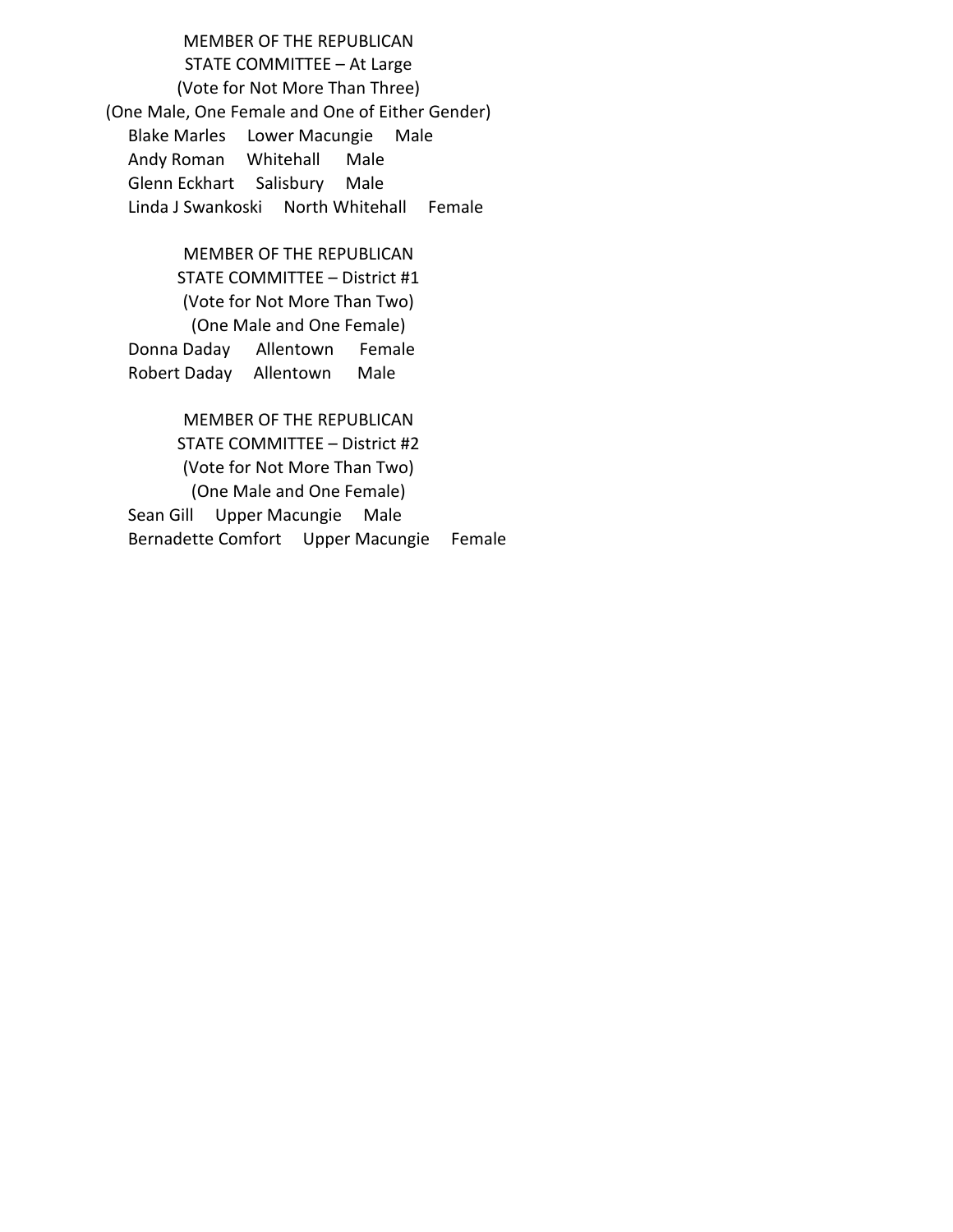## MEMBER OF THE REPUBLICAN STATE COMMITTEE – At Large

(Vote for Not More Than Three)

(One Male, One Female and One of Either Gender)

| Name | Municipality | Gender |
|---|---|---|
| Blake Marles | Lower Macungie | Male |
| Andy Roman | Whitehall | Male |
| Glenn Eckhart | Salisbury | Male |
| Linda J Swankoski | North Whitehall | Female |

## MEMBER OF THE REPUBLICAN STATE COMMITTEE – District #1

(Vote for Not More Than Two)

(One Male and One Female)

| Name | Municipality | Gender |
|---|---|---|
| Donna Daday | Allentown | Female |
| Robert Daday | Allentown | Male |

## MEMBER OF THE REPUBLICAN STATE COMMITTEE – District #2

(Vote for Not More Than Two)

(One Male and One Female)

| Name | Municipality | Gender |
|---|---|---|
| Sean Gill | Upper Macungie | Male |
| Bernadette Comfort | Upper Macungie | Female |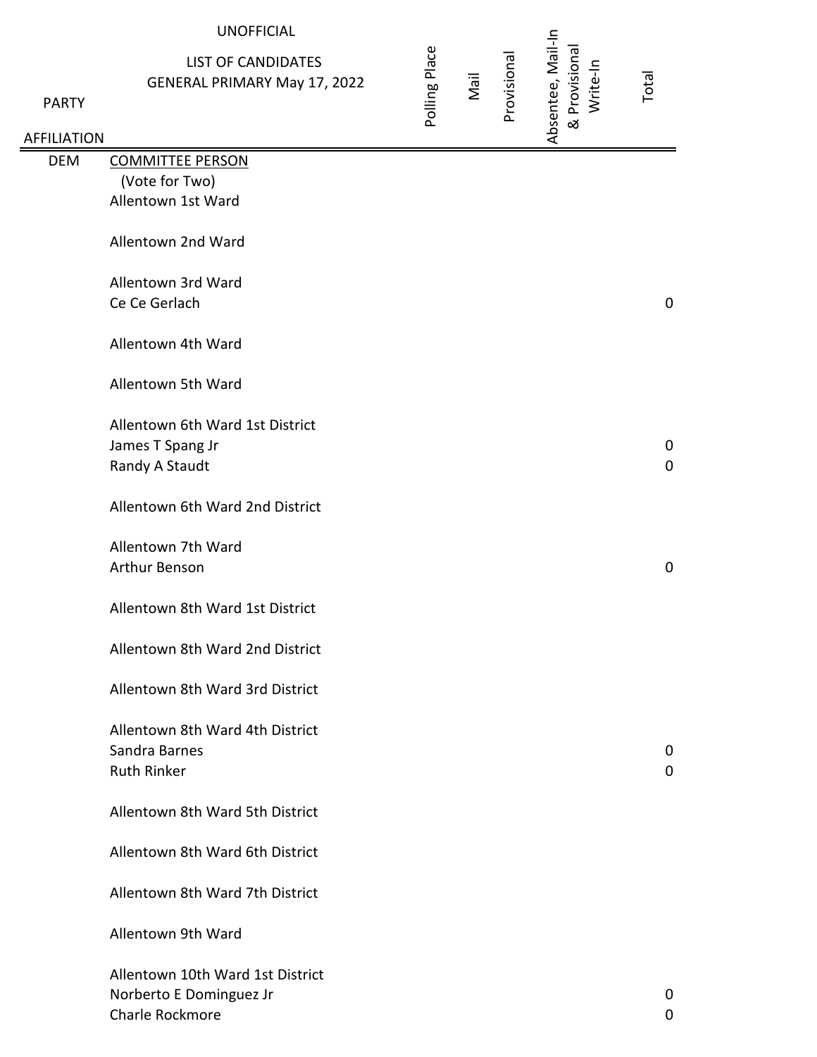UNOFFICIAL

LIST OF CANDIDATES

GENERAL PRIMARY May 17, 2022

| PARTY AFFILIATION | | Polling Place | Mail | Provisional | Absentee, Mail-In & Provisional Write-In | Total |
|---|---|---|---|---|---|---|
| DEM | COMMITTEE PERSON | | | | | |
| | (Vote for Two) | | | | | |
| | Allentown 1st Ward | | | | | |
| | | | | | | |
| | Allentown 2nd Ward | | | | | |
| | | | | | | |
| | Allentown 3rd Ward | | | | | |
| | Ce Ce Gerlach | | | | | 0 |
| | | | | | | |
| | Allentown 4th Ward | | | | | |
| | | | | | | |
| | Allentown 5th Ward | | | | | |
| | | | | | | |
| | Allentown 6th Ward 1st District | | | | | |
| | James T Spang Jr | | | | | 0 |
| | Randy A Staudt | | | | | 0 |
| | | | | | | |
| | Allentown 6th Ward 2nd District | | | | | |
| | | | | | | |
| | Allentown 7th Ward | | | | | |
| | Arthur Benson | | | | | 0 |
| | | | | | | |
| | Allentown 8th Ward 1st District | | | | | |
| | | | | | | |
| | Allentown 8th Ward 2nd District | | | | | |
| | | | | | | |
| | Allentown 8th Ward 3rd District | | | | | |
| | | | | | | |
| | Allentown 8th Ward 4th District | | | | | |
| | Sandra Barnes | | | | | 0 |
| | Ruth Rinker | | | | | 0 |
| | | | | | | |
| | Allentown 8th Ward 5th District | | | | | |
| | | | | | | |
| | Allentown 8th Ward 6th District | | | | | |
| | | | | | | |
| | Allentown 8th Ward 7th District | | | | | |
| | | | | | | |
| | Allentown 9th Ward | | | | | |
| | | | | | | |
| | Allentown 10th Ward 1st District | | | | | |
| | Norberto E Dominguez Jr | | | | | 0 |
| | Charle Rockmore | | | | | 0 |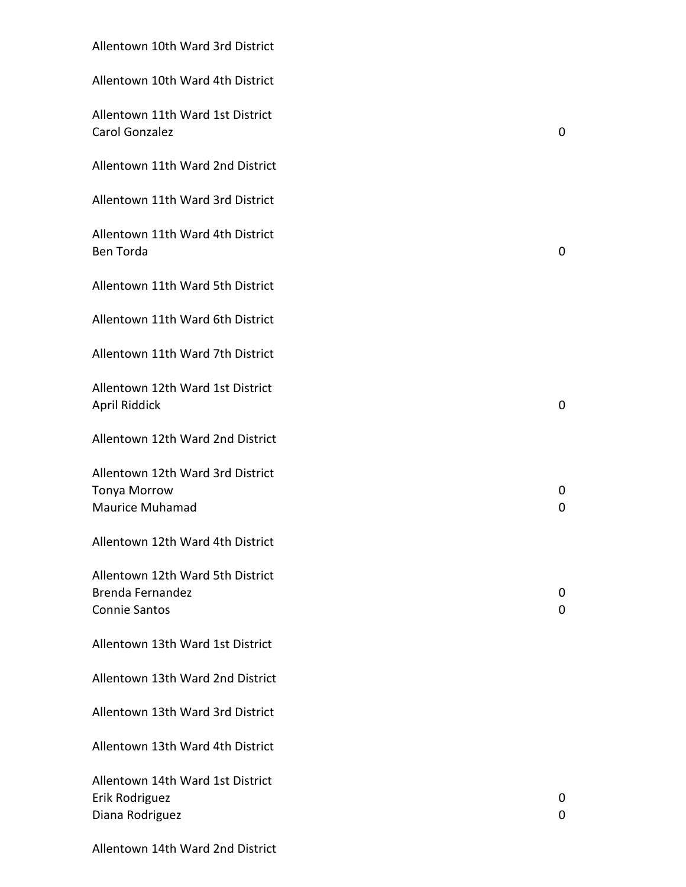Allentown 10th Ward 3rd District

Allentown 10th Ward 4th District

Allentown 11th Ward 1st District

| | |
|---|---|
| Carol Gonzalez | 0 |

Allentown 11th Ward 2nd District

Allentown 11th Ward 3rd District

Allentown 11th Ward 4th District

| | |
|---|---|
| Ben Torda | 0 |

Allentown 11th Ward 5th District

Allentown 11th Ward 6th District

Allentown 11th Ward 7th District

Allentown 12th Ward 1st District

| | |
|---|---|
| April Riddick | 0 |

Allentown 12th Ward 2nd District

Allentown 12th Ward 3rd District

| | |
|---|---|
| Tonya Morrow | 0 |
| Maurice Muhamad | 0 |

Allentown 12th Ward 4th District

Allentown 12th Ward 5th District

| | |
|---|---|
| Brenda Fernandez | 0 |
| Connie Santos | 0 |

Allentown 13th Ward 1st District

Allentown 13th Ward 2nd District

Allentown 13th Ward 3rd District

Allentown 13th Ward 4th District

Allentown 14th Ward 1st District

| | |
|---|---|
| Erik Rodriguez | 0 |
| Diana Rodriguez | 0 |

Allentown 14th Ward 2nd District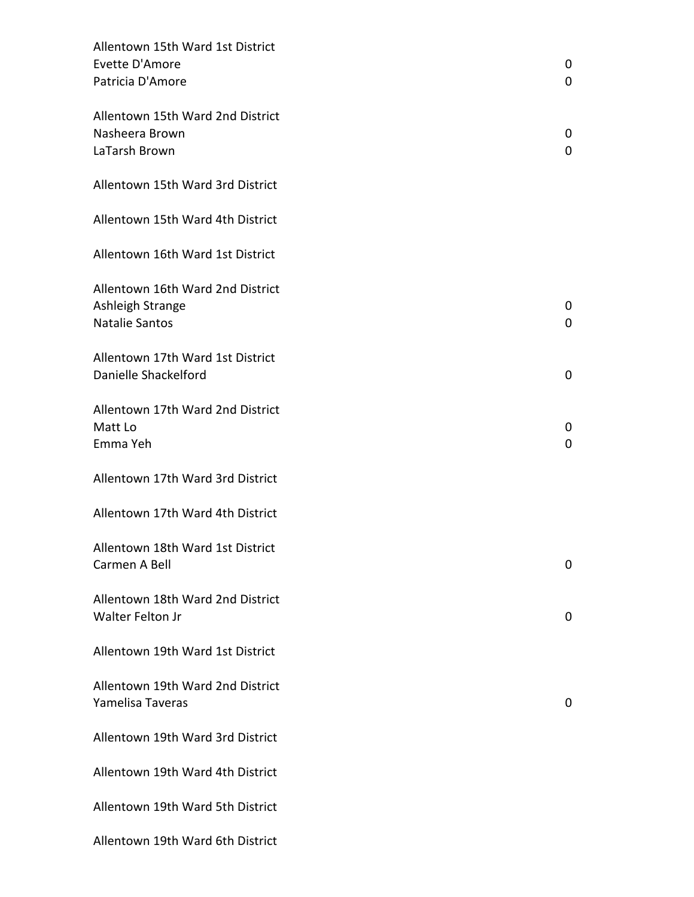Allentown 15th Ward 1st District

| | |
|---|---|
| Evette D'Amore | 0 |
| Patricia D'Amore | 0 |

Allentown 15th Ward 2nd District

| | |
|---|---|
| Nasheera Brown | 0 |
| LaTarsh Brown | 0 |

Allentown 15th Ward 3rd District

Allentown 15th Ward 4th District

Allentown 16th Ward 1st District

Allentown 16th Ward 2nd District

| | |
|---|---|
| Ashleigh Strange | 0 |
| Natalie Santos | 0 |

Allentown 17th Ward 1st District

| | |
|---|---|
| Danielle Shackelford | 0 |

Allentown 17th Ward 2nd District

| | |
|---|---|
| Matt Lo | 0 |
| Emma Yeh | 0 |

Allentown 17th Ward 3rd District

Allentown 17th Ward 4th District

Allentown 18th Ward 1st District

| | |
|---|---|
| Carmen A Bell | 0 |

Allentown 18th Ward 2nd District

| | |
|---|---|
| Walter Felton Jr | 0 |

Allentown 19th Ward 1st District

Allentown 19th Ward 2nd District

| | |
|---|---|
| Yamelisa Taveras | 0 |

Allentown 19th Ward 3rd District

Allentown 19th Ward 4th District

Allentown 19th Ward 5th District

Allentown 19th Ward 6th District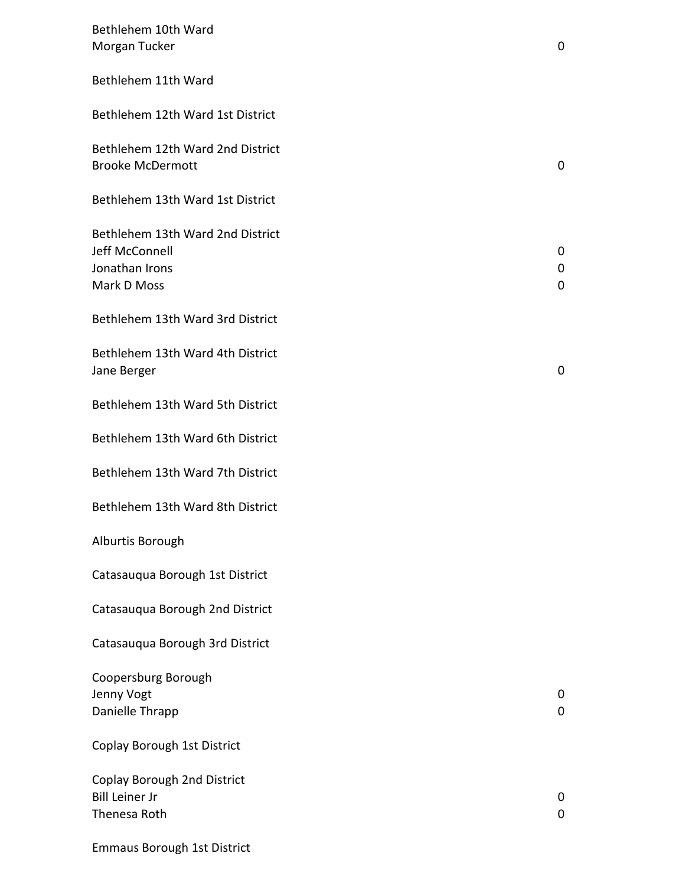Bethlehem 10th Ward
Morgan Tucker 0

Bethlehem 11th Ward

Bethlehem 12th Ward 1st District

Bethlehem 12th Ward 2nd District
Brooke McDermott 0

Bethlehem 13th Ward 1st District

Bethlehem 13th Ward 2nd District
Jeff McConnell 0
Jonathan Irons 0
Mark D Moss 0

Bethlehem 13th Ward 3rd District

Bethlehem 13th Ward 4th District
Jane Berger 0

Bethlehem 13th Ward 5th District

Bethlehem 13th Ward 6th District

Bethlehem 13th Ward 7th District

Bethlehem 13th Ward 8th District

Alburtis Borough

Catasauqua Borough 1st District

Catasauqua Borough 2nd District

Catasauqua Borough 3rd District

Coopersburg Borough
Jenny Vogt 0
Danielle Thrapp 0

Coplay Borough 1st District

Coplay Borough 2nd District
Bill Leiner Jr 0
Thenesa Roth 0

Emmaus Borough 1st District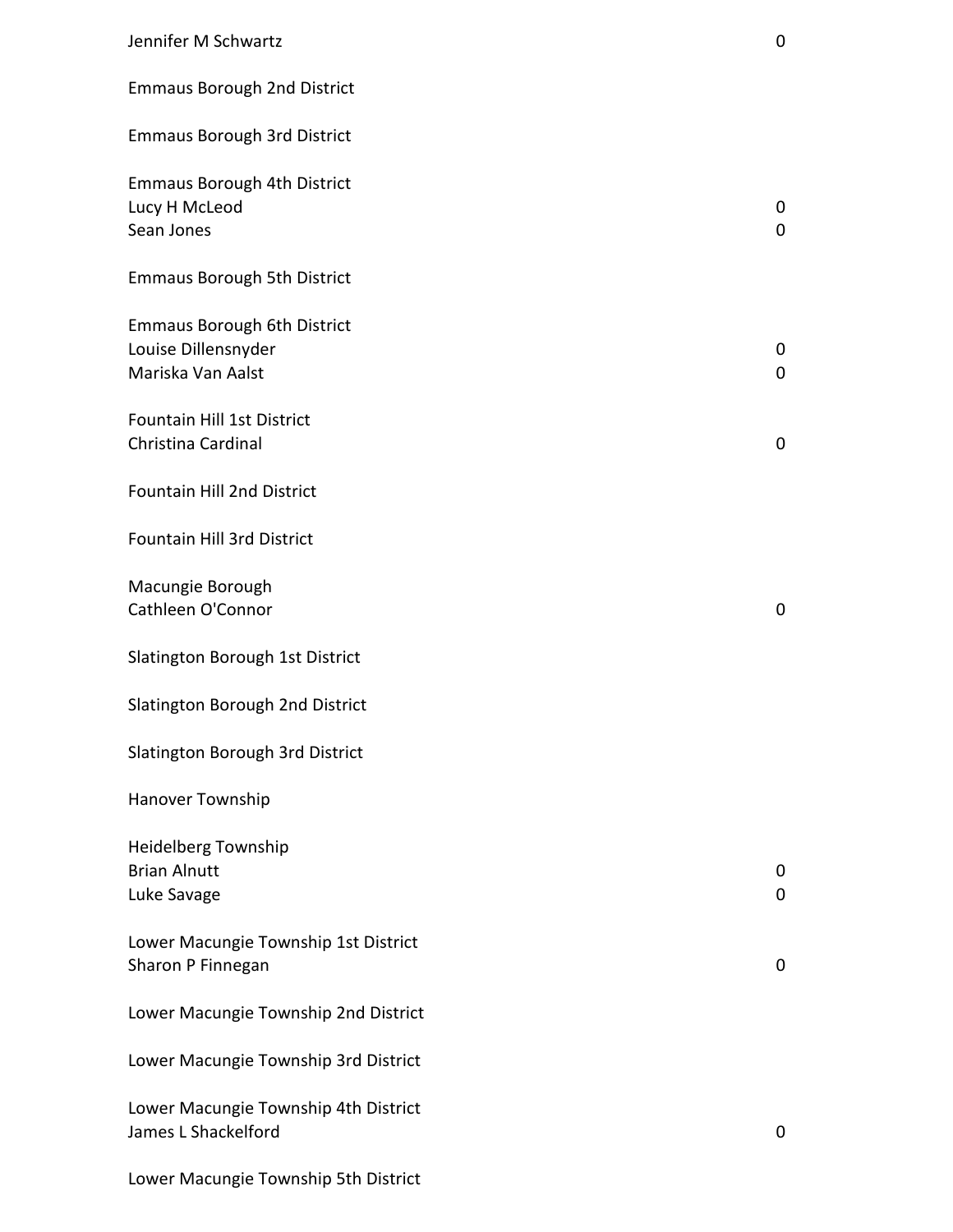Jennifer M Schwartz 0

Emmaus Borough 2nd District

Emmaus Borough 3rd District

Emmaus Borough 4th District
Lucy H McLeod 0
Sean Jones 0

Emmaus Borough 5th District

Emmaus Borough 6th District
Louise Dillensnyder 0
Mariska Van Aalst 0

Fountain Hill 1st District
Christina Cardinal 0

Fountain Hill 2nd District

Fountain Hill 3rd District

Macungie Borough
Cathleen O'Connor 0

Slatington Borough 1st District

Slatington Borough 2nd District

Slatington Borough 3rd District

Hanover Township

Heidelberg Township
Brian Alnutt 0
Luke Savage 0

Lower Macungie Township 1st District
Sharon P Finnegan 0

Lower Macungie Township 2nd District

Lower Macungie Township 3rd District

Lower Macungie Township 4th District
James L Shackelford 0

Lower Macungie Township 5th District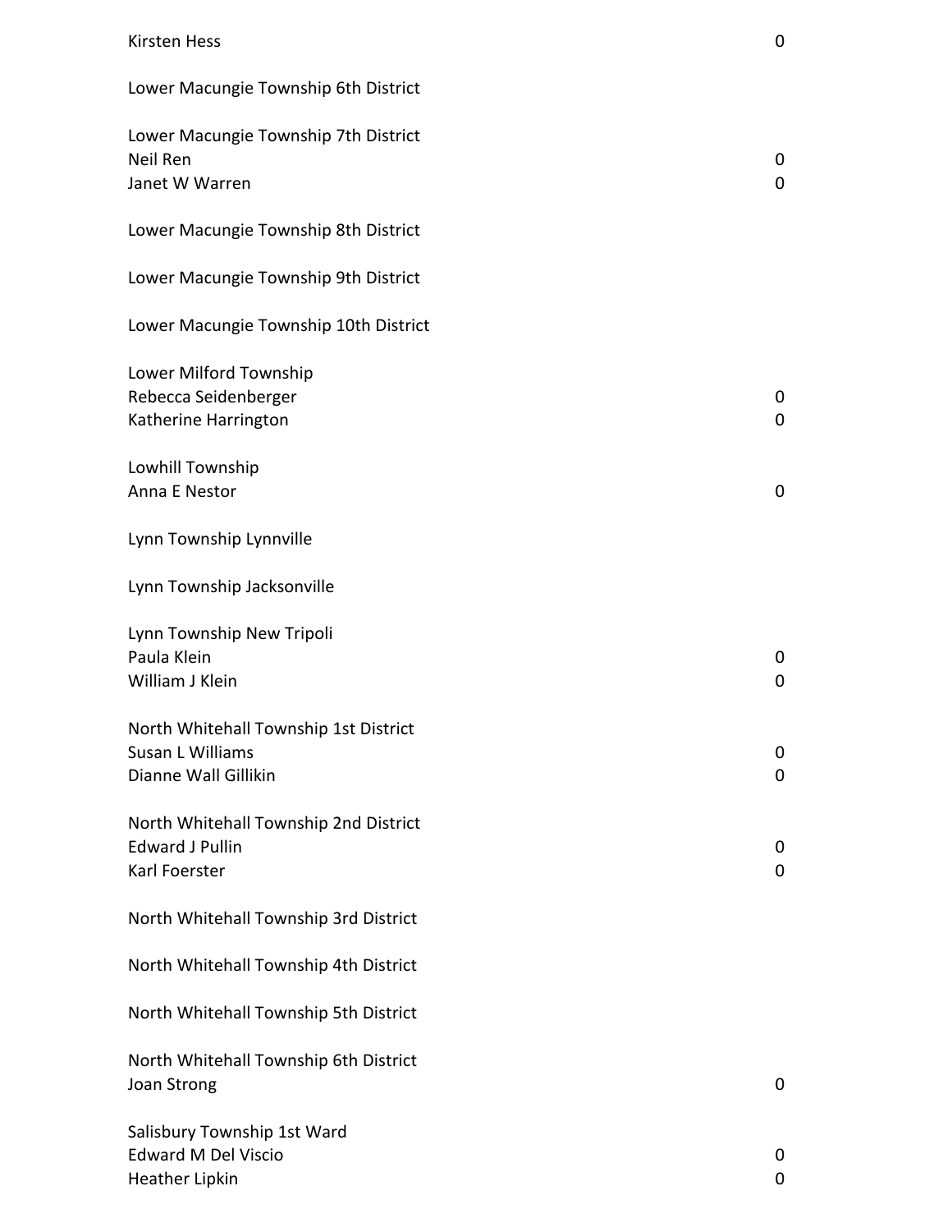| | |
|---|---|
| Kirsten Hess | 0 |
| | |
| Lower Macungie Township 6th District | |
| | |
| Lower Macungie Township 7th District | |
| Neil Ren | 0 |
| Janet W Warren | 0 |
| | |
| Lower Macungie Township 8th District | |
| | |
| Lower Macungie Township 9th District | |
| | |
| Lower Macungie Township 10th District | |
| | |
| Lower Milford Township | |
| Rebecca Seidenberger | 0 |
| Katherine Harrington | 0 |
| | |
| Lowhill Township | |
| Anna E Nestor | 0 |
| | |
| Lynn Township Lynnville | |
| | |
| Lynn Township Jacksonville | |
| | |
| Lynn Township New Tripoli | |
| Paula Klein | 0 |
| William J Klein | 0 |
| | |
| North Whitehall Township 1st District | |
| Susan L Williams | 0 |
| Dianne Wall Gillikin | 0 |
| | |
| North Whitehall Township 2nd District | |
| Edward J Pullin | 0 |
| Karl Foerster | 0 |
| | |
| North Whitehall Township 3rd District | |
| | |
| North Whitehall Township 4th District | |
| | |
| North Whitehall Township 5th District | |
| | |
| North Whitehall Township 6th District | |
| Joan Strong | 0 |
| | |
| Salisbury Township 1st Ward | |
| Edward M Del Viscio | 0 |
| Heather Lipkin | 0 |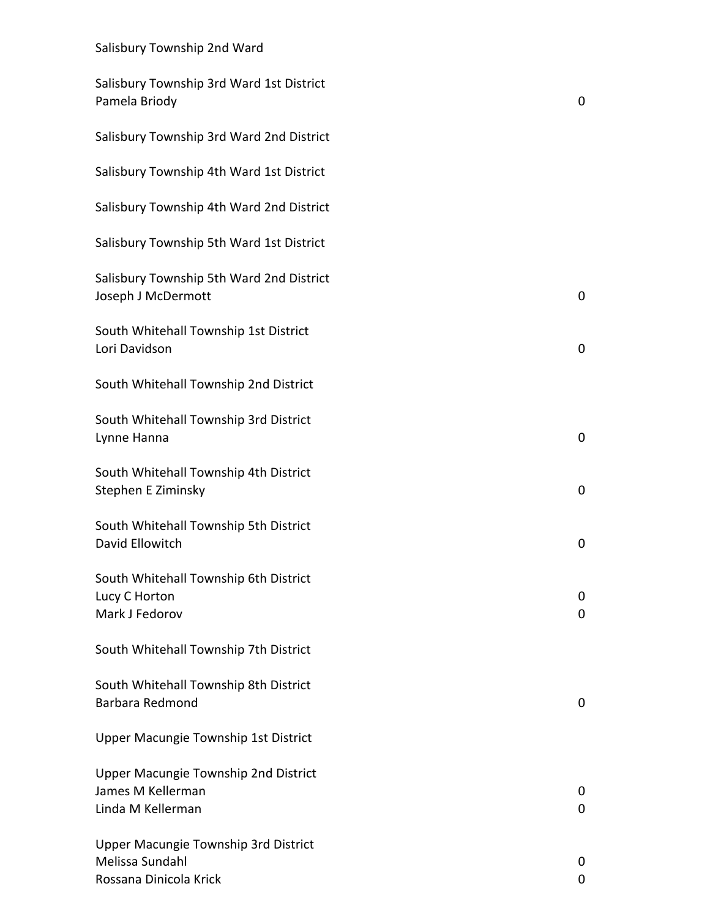Salisbury Township 2nd Ward

Salisbury Township 3rd Ward 1st District
Pamela Briody 0

Salisbury Township 3rd Ward 2nd District

Salisbury Township 4th Ward 1st District

Salisbury Township 4th Ward 2nd District

Salisbury Township 5th Ward 1st District

Salisbury Township 5th Ward 2nd District
Joseph J McDermott 0

South Whitehall Township 1st District
Lori Davidson 0

South Whitehall Township 2nd District

South Whitehall Township 3rd District
Lynne Hanna 0

South Whitehall Township 4th District
Stephen E Ziminsky 0

South Whitehall Township 5th District
David Ellowitch 0

South Whitehall Township 6th District
Lucy C Horton 0
Mark J Fedorov 0

South Whitehall Township 7th District

South Whitehall Township 8th District
Barbara Redmond 0

Upper Macungie Township 1st District

Upper Macungie Township 2nd District
James M Kellerman 0
Linda M Kellerman 0

Upper Macungie Township 3rd District
Melissa Sundahl 0
Rossana Dinicola Krick 0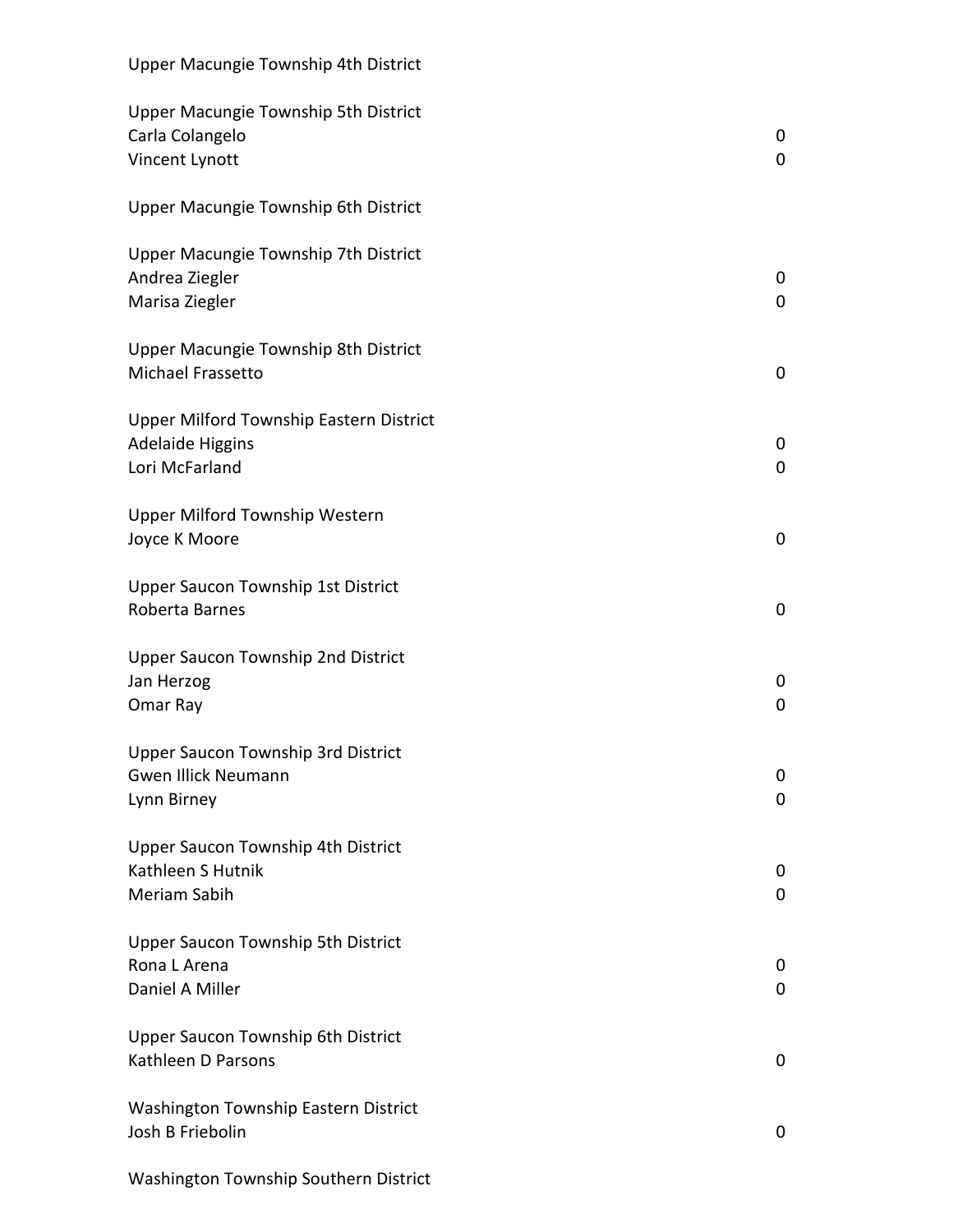Upper Macungie Township 4th District

Upper Macungie Township 5th District

| | |
|---|---|
| Carla Colangelo | 0 |
| Vincent Lynott | 0 |

Upper Macungie Township 6th District

Upper Macungie Township 7th District

| | |
|---|---|
| Andrea Ziegler | 0 |
| Marisa Ziegler | 0 |

Upper Macungie Township 8th District

| | |
|---|---|
| Michael Frassetto | 0 |

Upper Milford Township Eastern District

| | |
|---|---|
| Adelaide Higgins | 0 |
| Lori McFarland | 0 |

Upper Milford Township Western

| | |
|---|---|
| Joyce K Moore | 0 |

Upper Saucon Township 1st District

| | |
|---|---|
| Roberta Barnes | 0 |

Upper Saucon Township 2nd District

| | |
|---|---|
| Jan Herzog | 0 |
| Omar Ray | 0 |

Upper Saucon Township 3rd District

| | |
|---|---|
| Gwen Illick Neumann | 0 |
| Lynn Birney | 0 |

Upper Saucon Township 4th District

| | |
|---|---|
| Kathleen S Hutnik | 0 |
| Meriam Sabih | 0 |

Upper Saucon Township 5th District

| | |
|---|---|
| Rona L Arena | 0 |
| Daniel A Miller | 0 |

Upper Saucon Township 6th District

| | |
|---|---|
| Kathleen D Parsons | 0 |

Washington Township Eastern District

| | |
|---|---|
| Josh B Friebolin | 0 |

Washington Township Southern District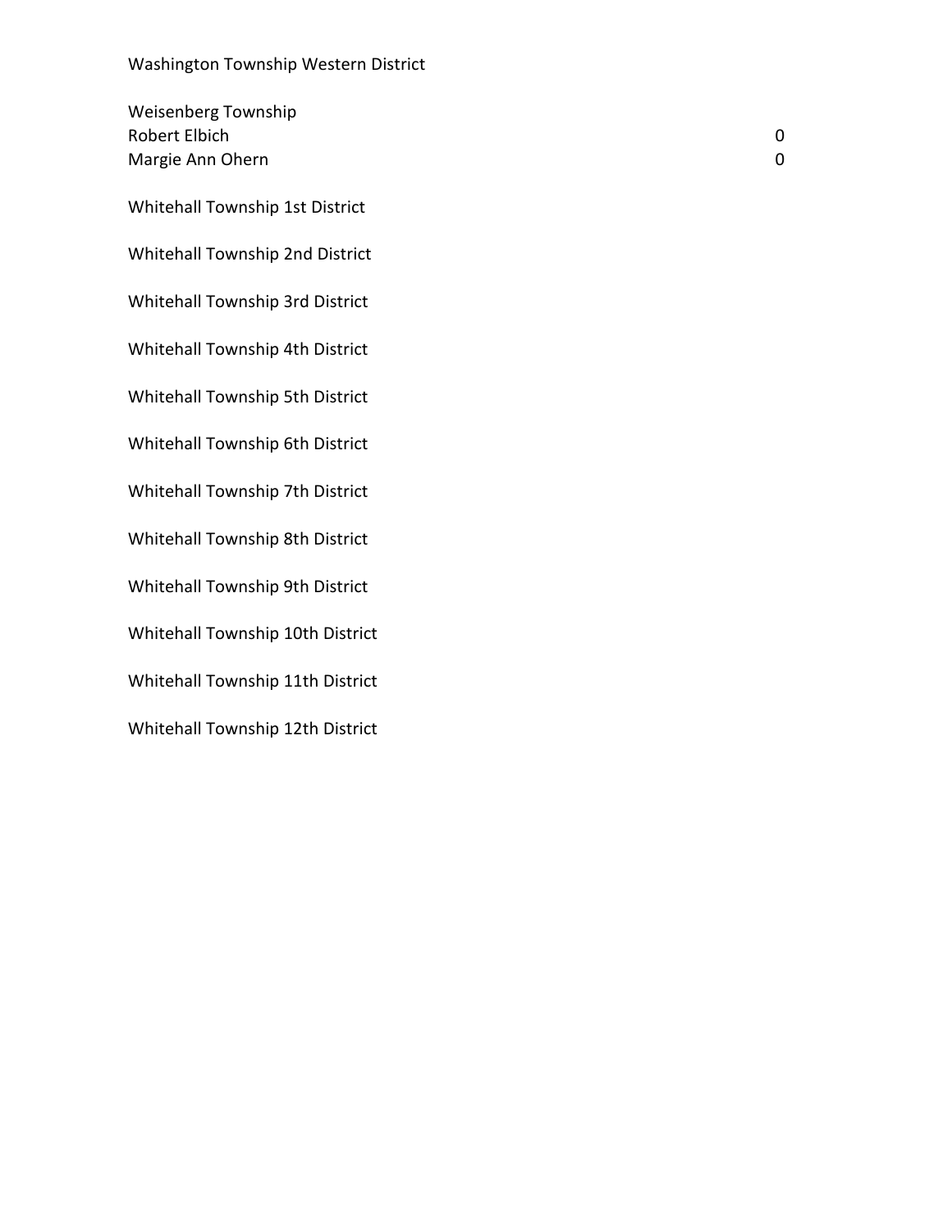Washington Township Western District

Weisenberg Township

| | |
|---|---|
| Robert Elbich | 0 |
| Margie Ann Ohern | 0 |

Whitehall Township 1st District

Whitehall Township 2nd District

Whitehall Township 3rd District

Whitehall Township 4th District

Whitehall Township 5th District

Whitehall Township 6th District

Whitehall Township 7th District

Whitehall Township 8th District

Whitehall Township 9th District

Whitehall Township 10th District

Whitehall Township 11th District

Whitehall Township 12th District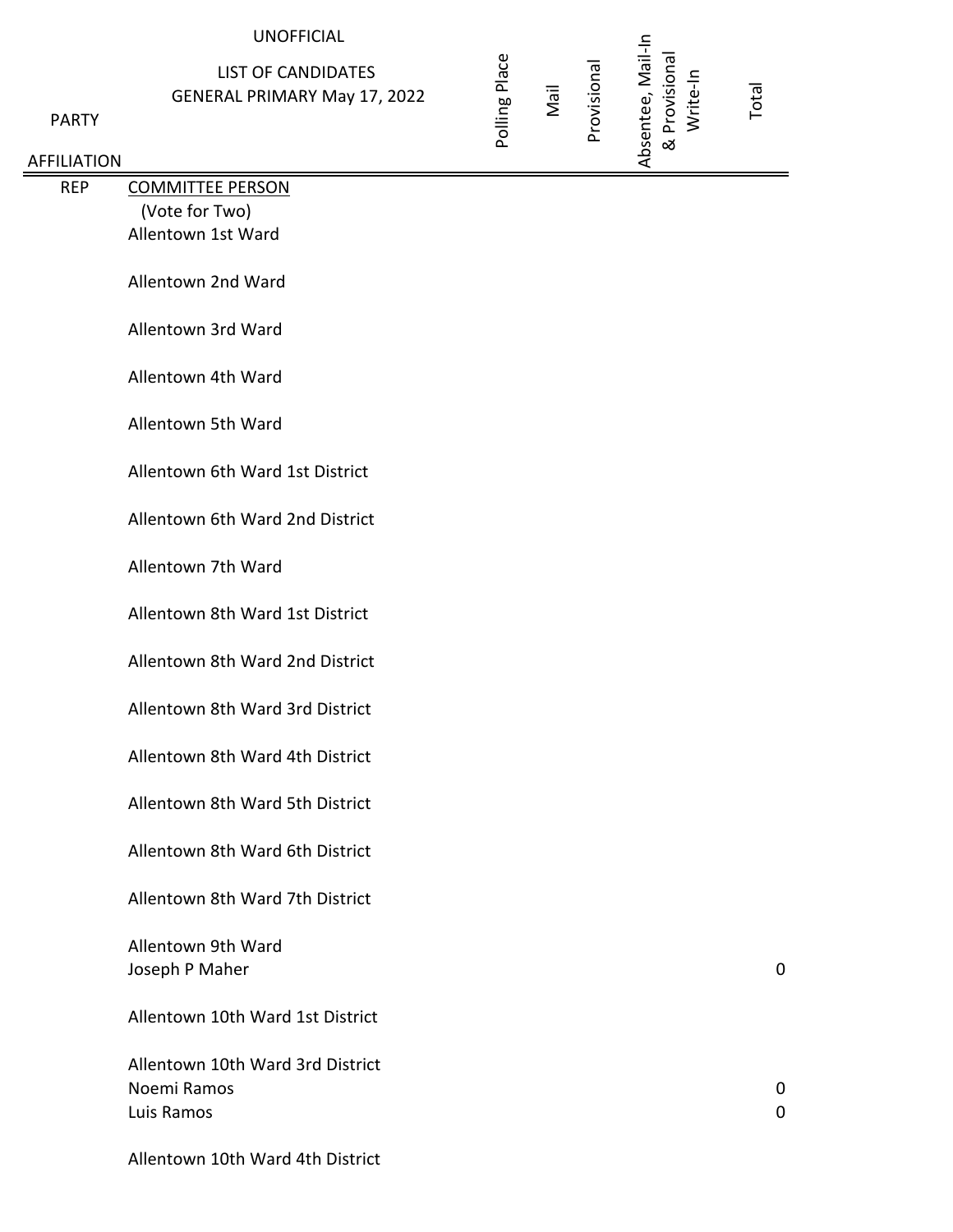UNOFFICIAL

LIST OF CANDIDATES
GENERAL PRIMARY May 17, 2022

| PARTY AFFILIATION | | Polling Place | Mail | Provisional | Absentee, Mail-In & Provisional Write-In | Total |
|---|---|---|---|---|---|---|
| REP | COMMITTEE PERSON | | | | | |
| | (Vote for Two) | | | | | |
| | Allentown 1st Ward | | | | | |
| | | | | | | |
| | Allentown 2nd Ward | | | | | |
| | | | | | | |
| | Allentown 3rd Ward | | | | | |
| | | | | | | |
| | Allentown 4th Ward | | | | | |
| | | | | | | |
| | Allentown 5th Ward | | | | | |
| | | | | | | |
| | Allentown 6th Ward 1st District | | | | | |
| | | | | | | |
| | Allentown 6th Ward 2nd District | | | | | |
| | | | | | | |
| | Allentown 7th Ward | | | | | |
| | | | | | | |
| | Allentown 8th Ward 1st District | | | | | |
| | | | | | | |
| | Allentown 8th Ward 2nd District | | | | | |
| | | | | | | |
| | Allentown 8th Ward 3rd District | | | | | |
| | | | | | | |
| | Allentown 8th Ward 4th District | | | | | |
| | | | | | | |
| | Allentown 8th Ward 5th District | | | | | |
| | | | | | | |
| | Allentown 8th Ward 6th District | | | | | |
| | | | | | | |
| | Allentown 8th Ward 7th District | | | | | |
| | | | | | | |
| | Allentown 9th Ward | | | | | |
| | Joseph P Maher | | | | | 0 |
| | | | | | | |
| | Allentown 10th Ward 1st District | | | | | |
| | | | | | | |
| | Allentown 10th Ward 3rd District | | | | | |
| | Noemi Ramos | | | | | 0 |
| | Luis Ramos | | | | | 0 |
| | | | | | | |
| | Allentown 10th Ward 4th District | | | | | |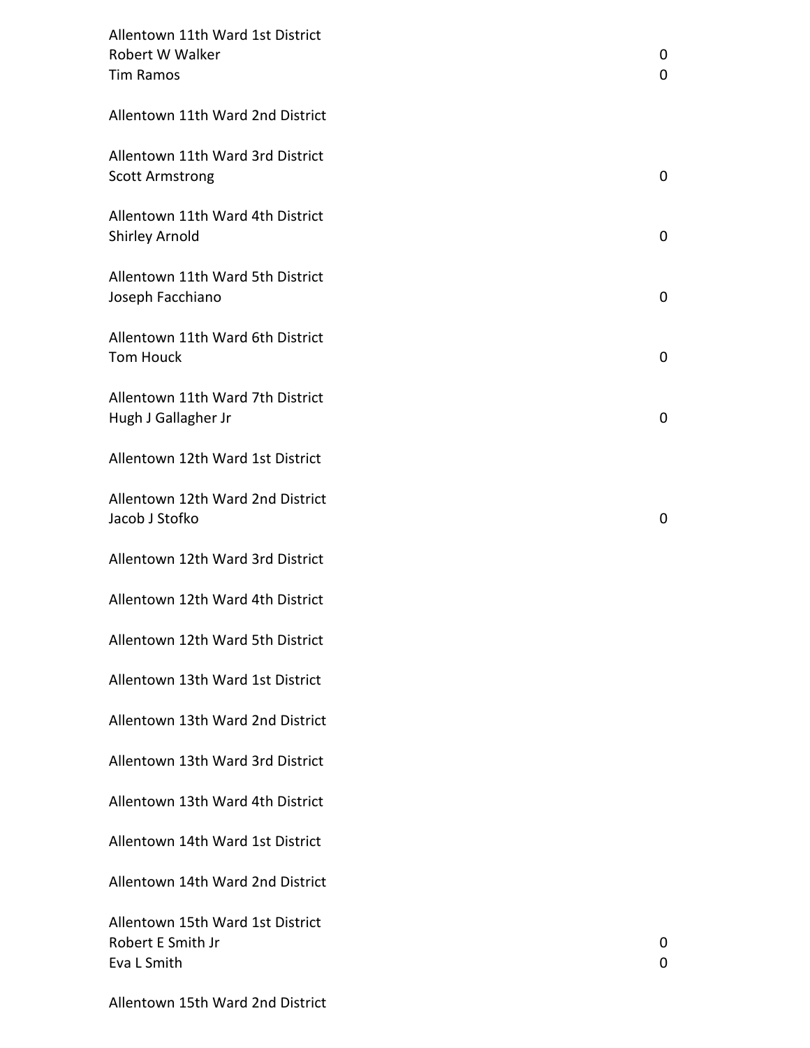Allentown 11th Ward 1st District

| | |
|---|---|
| Robert W Walker | 0 |
| Tim Ramos | 0 |

Allentown 11th Ward 2nd District

Allentown 11th Ward 3rd District

| | |
|---|---|
| Scott Armstrong | 0 |

Allentown 11th Ward 4th District

| | |
|---|---|
| Shirley Arnold | 0 |

Allentown 11th Ward 5th District

| | |
|---|---|
| Joseph Facchiano | 0 |

Allentown 11th Ward 6th District

| | |
|---|---|
| Tom Houck | 0 |

Allentown 11th Ward 7th District

| | |
|---|---|
| Hugh J Gallagher Jr | 0 |

Allentown 12th Ward 1st District

Allentown 12th Ward 2nd District

| | |
|---|---|
| Jacob J Stofko | 0 |

Allentown 12th Ward 3rd District

Allentown 12th Ward 4th District

Allentown 12th Ward 5th District

Allentown 13th Ward 1st District

Allentown 13th Ward 2nd District

Allentown 13th Ward 3rd District

Allentown 13th Ward 4th District

Allentown 14th Ward 1st District

Allentown 14th Ward 2nd District

Allentown 15th Ward 1st District

| | |
|---|---|
| Robert E Smith Jr | 0 |
| Eva L Smith | 0 |

Allentown 15th Ward 2nd District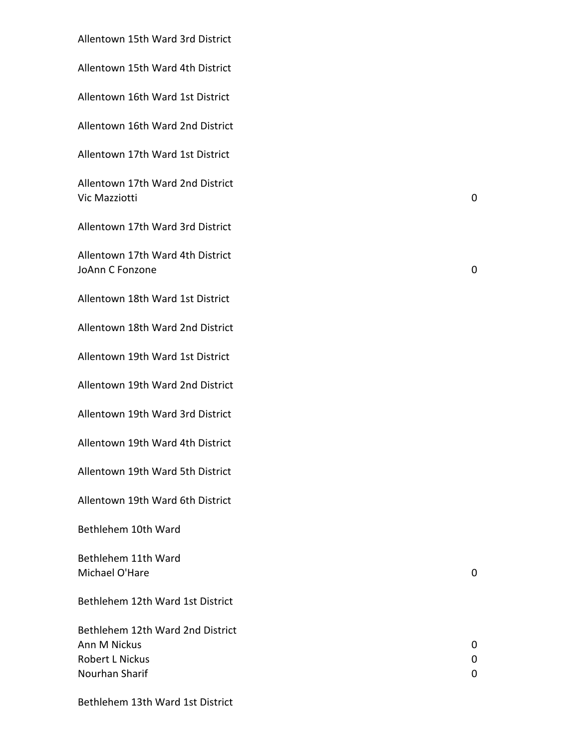Allentown 15th Ward 3rd District

Allentown 15th Ward 4th District

Allentown 16th Ward 1st District

Allentown 16th Ward 2nd District

Allentown 17th Ward 1st District

Allentown 17th Ward 2nd District

| | |
|---|---|
| Vic Mazziotti | 0 |

Allentown 17th Ward 3rd District

Allentown 17th Ward 4th District

| | |
|---|---|
| JoAnn C Fonzone | 0 |

Allentown 18th Ward 1st District

Allentown 18th Ward 2nd District

Allentown 19th Ward 1st District

Allentown 19th Ward 2nd District

Allentown 19th Ward 3rd District

Allentown 19th Ward 4th District

Allentown 19th Ward 5th District

Allentown 19th Ward 6th District

Bethlehem 10th Ward

Bethlehem 11th Ward

| | |
|---|---|
| Michael O'Hare | 0 |

Bethlehem 12th Ward 1st District

Bethlehem 12th Ward 2nd District

| | |
|---|---|
| Ann M Nickus | 0 |
| Robert L Nickus | 0 |
| Nourhan Sharif | 0 |

Bethlehem 13th Ward 1st District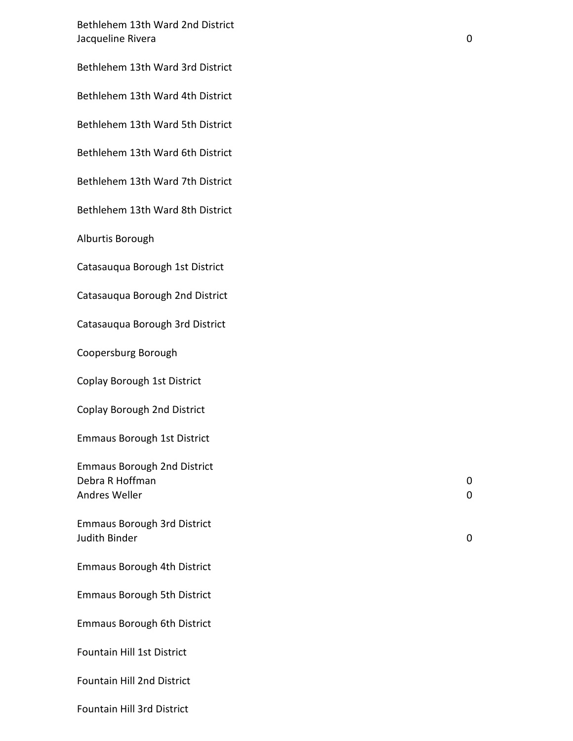Bethlehem 13th Ward 2nd District

| | |
|---|---|
| Jacqueline Rivera | 0 |

Bethlehem 13th Ward 3rd District

Bethlehem 13th Ward 4th District

Bethlehem 13th Ward 5th District

Bethlehem 13th Ward 6th District

Bethlehem 13th Ward 7th District

Bethlehem 13th Ward 8th District

Alburtis Borough

Catasauqua Borough 1st District

Catasauqua Borough 2nd District

Catasauqua Borough 3rd District

Coopersburg Borough

Coplay Borough 1st District

Coplay Borough 2nd District

Emmaus Borough 1st District

Emmaus Borough 2nd District

| | |
|---|---|
| Debra R Hoffman | 0 |
| Andres Weller | 0 |

Emmaus Borough 3rd District

| | |
|---|---|
| Judith Binder | 0 |

Emmaus Borough 4th District

Emmaus Borough 5th District

Emmaus Borough 6th District

Fountain Hill 1st District

Fountain Hill 2nd District

Fountain Hill 3rd District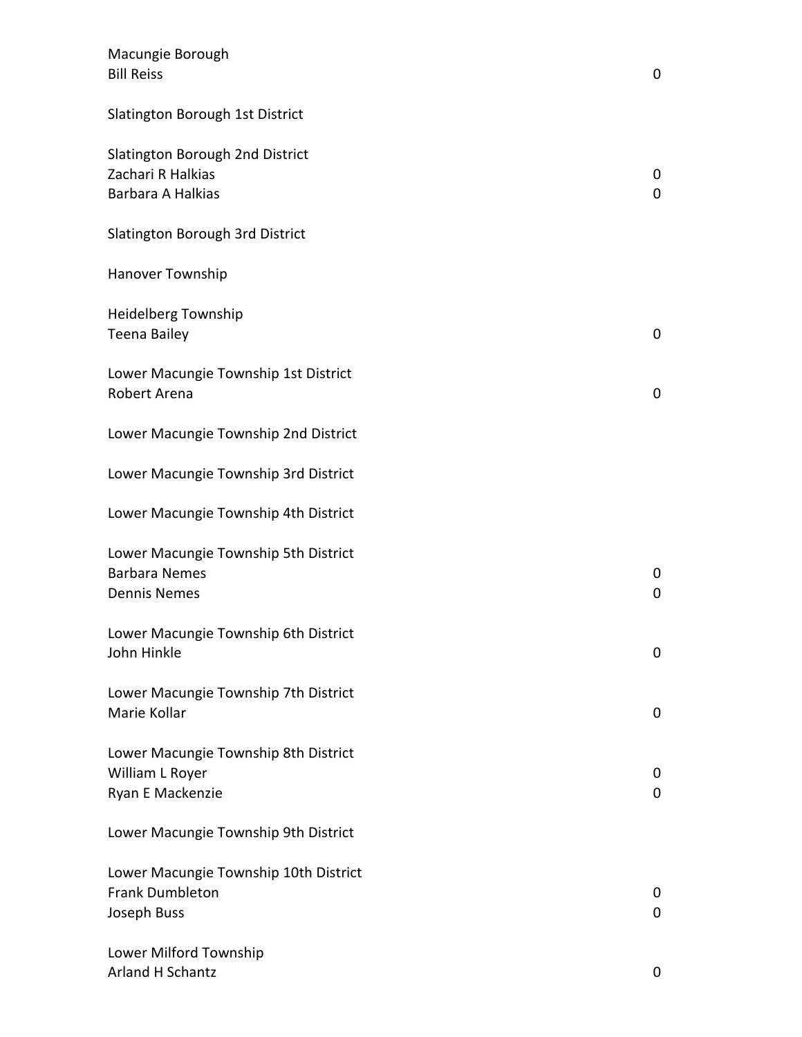Macungie Borough

| | |
|---|---|
| Bill Reiss | 0 |

Slatington Borough 1st District

Slatington Borough 2nd District

| | |
|---|---|
| Zachari R Halkias | 0 |
| Barbara A Halkias | 0 |

Slatington Borough 3rd District

Hanover Township

Heidelberg Township

| | |
|---|---|
| Teena Bailey | 0 |

Lower Macungie Township 1st District

| | |
|---|---|
| Robert Arena | 0 |

Lower Macungie Township 2nd District

Lower Macungie Township 3rd District

Lower Macungie Township 4th District

Lower Macungie Township 5th District

| | |
|---|---|
| Barbara Nemes | 0 |
| Dennis Nemes | 0 |

Lower Macungie Township 6th District

| | |
|---|---|
| John Hinkle | 0 |

Lower Macungie Township 7th District

| | |
|---|---|
| Marie Kollar | 0 |

Lower Macungie Township 8th District

| | |
|---|---|
| William L Royer | 0 |
| Ryan E Mackenzie | 0 |

Lower Macungie Township 9th District

Lower Macungie Township 10th District

| | |
|---|---|
| Frank Dumbleton | 0 |
| Joseph Buss | 0 |

Lower Milford Township

| | |
|---|---|
| Arland H Schantz | 0 |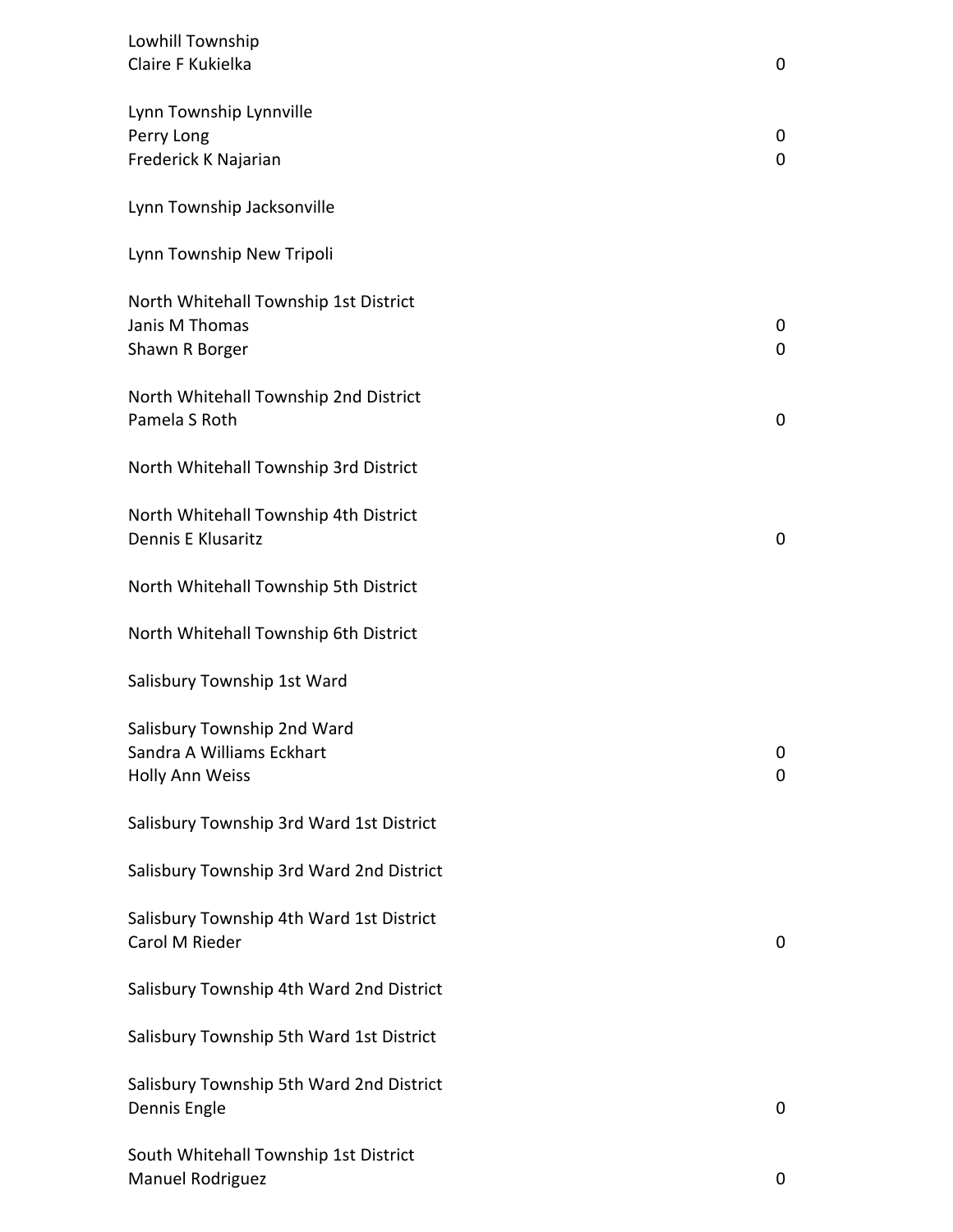Lowhill Township
Claire F Kukielka 0

Lynn Township Lynnville
Perry Long 0
Frederick K Najarian 0

Lynn Township Jacksonville

Lynn Township New Tripoli

North Whitehall Township 1st District
Janis M Thomas 0
Shawn R Borger 0

North Whitehall Township 2nd District
Pamela S Roth 0

North Whitehall Township 3rd District

North Whitehall Township 4th District
Dennis E Klusaritz 0

North Whitehall Township 5th District

North Whitehall Township 6th District

Salisbury Township 1st Ward

Salisbury Township 2nd Ward
Sandra A Williams Eckhart 0
Holly Ann Weiss 0

Salisbury Township 3rd Ward 1st District

Salisbury Township 3rd Ward 2nd District

Salisbury Township 4th Ward 1st District
Carol M Rieder 0

Salisbury Township 4th Ward 2nd District

Salisbury Township 5th Ward 1st District

Salisbury Township 5th Ward 2nd District
Dennis Engle 0

South Whitehall Township 1st District
Manuel Rodriguez 0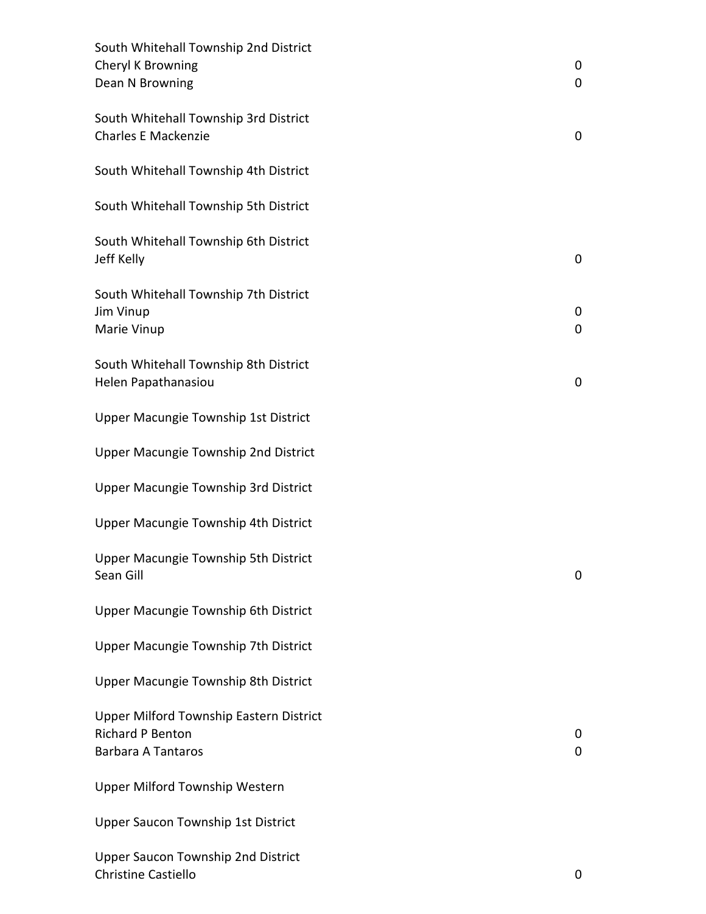South Whitehall Township 2nd District

| | |
|---|---|
| Cheryl K Browning | 0 |
| Dean N Browning | 0 |

South Whitehall Township 3rd District

| | |
|---|---|
| Charles E Mackenzie | 0 |

South Whitehall Township 4th District

South Whitehall Township 5th District

South Whitehall Township 6th District

| | |
|---|---|
| Jeff Kelly | 0 |

South Whitehall Township 7th District

| | |
|---|---|
| Jim Vinup | 0 |
| Marie Vinup | 0 |

South Whitehall Township 8th District

| | |
|---|---|
| Helen Papathanasiou | 0 |

Upper Macungie Township 1st District

Upper Macungie Township 2nd District

Upper Macungie Township 3rd District

Upper Macungie Township 4th District

Upper Macungie Township 5th District

| | |
|---|---|
| Sean Gill | 0 |

Upper Macungie Township 6th District

Upper Macungie Township 7th District

Upper Macungie Township 8th District

Upper Milford Township Eastern District

| | |
|---|---|
| Richard P Benton | 0 |
| Barbara A Tantaros | 0 |

Upper Milford Township Western

Upper Saucon Township 1st District

Upper Saucon Township 2nd District

| | |
|---|---|
| Christine Castiello | 0 |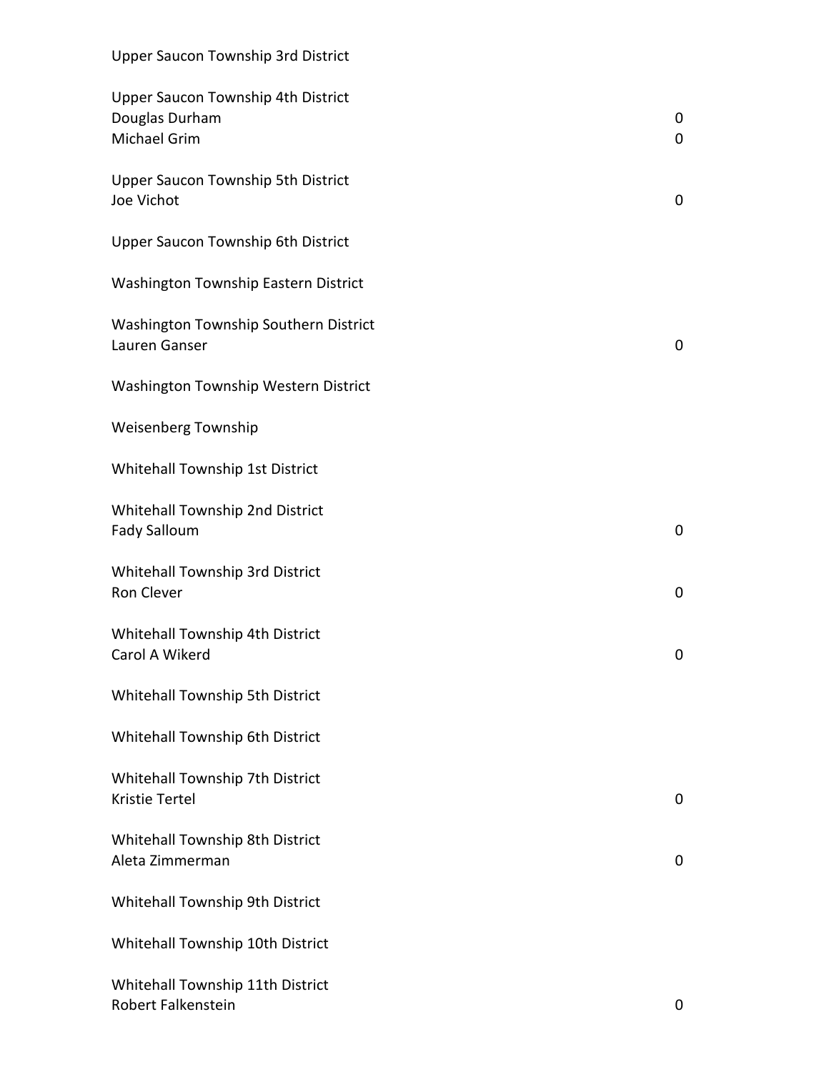Upper Saucon Township 3rd District

Upper Saucon Township 4th District
Douglas Durham 0
Michael Grim 0

Upper Saucon Township 5th District
Joe Vichot 0

Upper Saucon Township 6th District

Washington Township Eastern District

Washington Township Southern District
Lauren Ganser 0

Washington Township Western District

Weisenberg Township

Whitehall Township 1st District

Whitehall Township 2nd District
Fady Salloum 0

Whitehall Township 3rd District
Ron Clever 0

Whitehall Township 4th District
Carol A Wikerd 0

Whitehall Township 5th District

Whitehall Township 6th District

Whitehall Township 7th District
Kristie Tertel 0

Whitehall Township 8th District
Aleta Zimmerman 0

Whitehall Township 9th District

Whitehall Township 10th District

Whitehall Township 11th District
Robert Falkenstein 0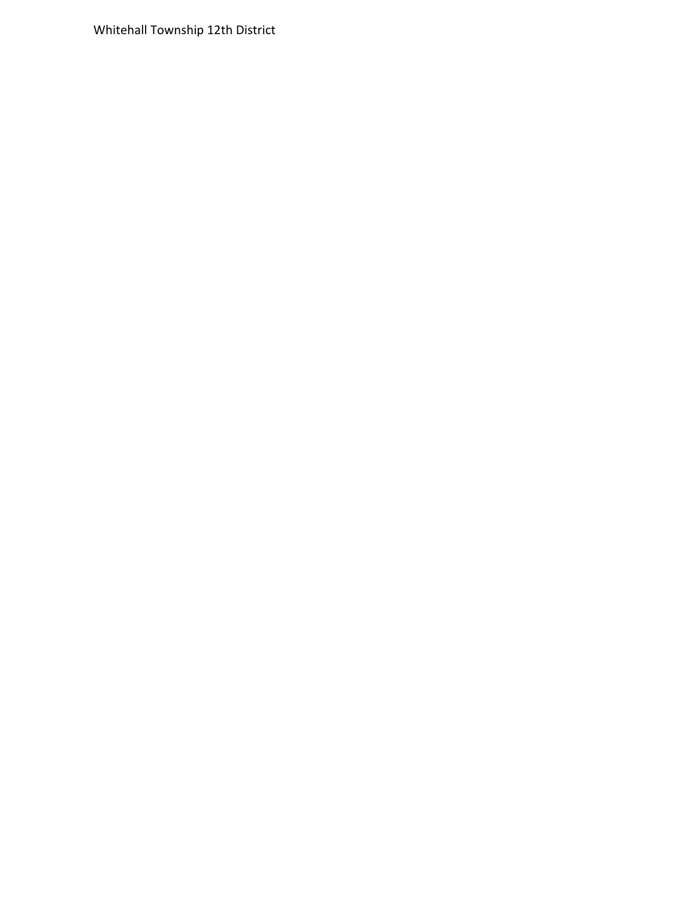Whitehall Township 12th District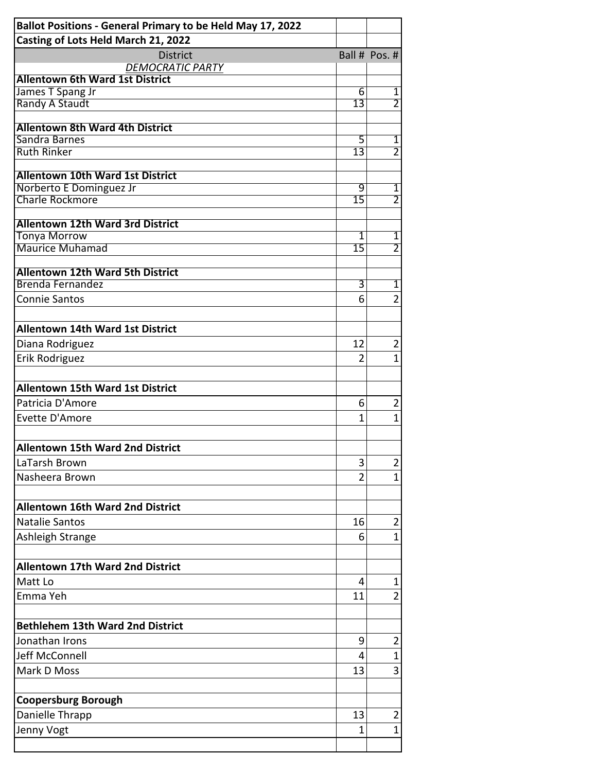| Ballot Positions - General Primary to be Held May 17, 2022 | | |
|---|---|---|
| Casting of Lots Held March 21, 2022 | | |
| District | Ball # | Pos. # |
| *DEMOCRATIC PARTY* | | |
| **Allentown 6th Ward 1st District** | | |
| James T Spang Jr | 6 | 1 |
| Randy A Staudt | 13 | 2 |
| | | |
| **Allentown 8th Ward 4th District** | | |
| Sandra Barnes | 5 | 1 |
| Ruth Rinker | 13 | 2 |
| | | |
| **Allentown 10th Ward 1st District** | | |
| Norberto E Dominguez Jr | 9 | 1 |
| Charle Rockmore | 15 | 2 |
| | | |
| **Allentown 12th Ward 3rd District** | | |
| Tonya Morrow | 1 | 1 |
| Maurice Muhamad | 15 | 2 |
| | | |
| **Allentown 12th Ward 5th District** | | |
| Brenda Fernandez | 3 | 1 |
| Connie Santos | 6 | 2 |
| | | |
| **Allentown 14th Ward 1st District** | | |
| Diana Rodriguez | 12 | 2 |
| Erik Rodriguez | 2 | 1 |
| | | |
| **Allentown 15th Ward 1st District** | | |
| Patricia D'Amore | 6 | 2 |
| Evette D'Amore | 1 | 1 |
| | | |
| **Allentown 15th Ward 2nd District** | | |
| LaTarsh Brown | 3 | 2 |
| Nasheera Brown | 2 | 1 |
| | | |
| **Allentown 16th Ward 2nd District** | | |
| Natalie Santos | 16 | 2 |
| Ashleigh Strange | 6 | 1 |
| | | |
| **Allentown 17th Ward 2nd District** | | |
| Matt Lo | 4 | 1 |
| Emma Yeh | 11 | 2 |
| | | |
| **Bethlehem 13th Ward 2nd District** | | |
| Jonathan Irons | 9 | 2 |
| Jeff McConnell | 4 | 1 |
| Mark D Moss | 13 | 3 |
| | | |
| **Coopersburg Borough** | | |
| Danielle Thrapp | 13 | 2 |
| Jenny Vogt | 1 | 1 |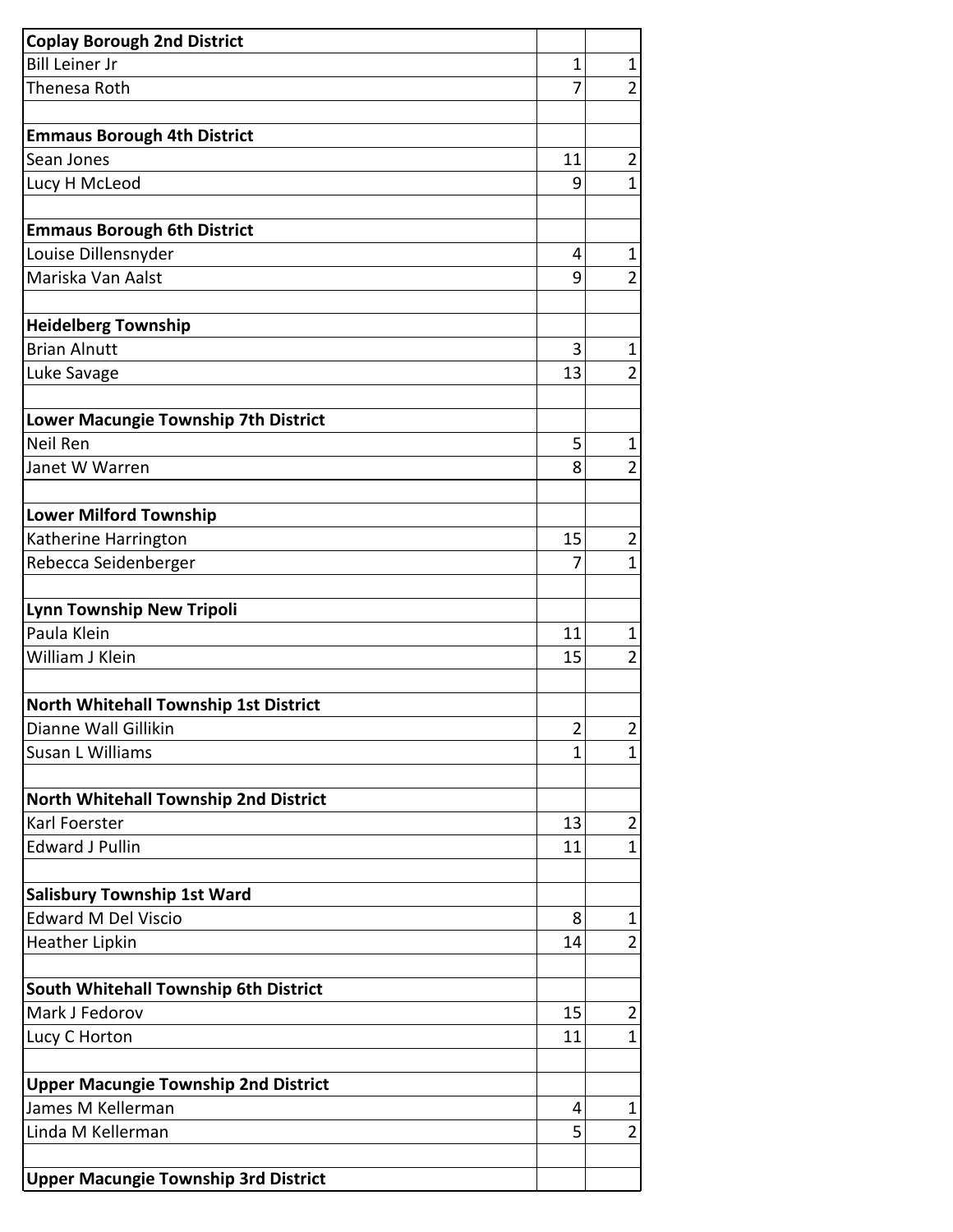| | | |
|---|---|---|
| **Coplay Borough 2nd District** | | |
| Bill Leiner Jr | 1 | 1 |
| Thenesa Roth | 7 | 2 |
| | | |
| **Emmaus Borough 4th District** | | |
| Sean Jones | 11 | 2 |
| Lucy H McLeod | 9 | 1 |
| | | |
| **Emmaus Borough 6th District** | | |
| Louise Dillensnyder | 4 | 1 |
| Mariska Van Aalst | 9 | 2 |
| | | |
| **Heidelberg Township** | | |
| Brian Alnutt | 3 | 1 |
| Luke Savage | 13 | 2 |
| | | |
| **Lower Macungie Township 7th District** | | |
| Neil Ren | 5 | 1 |
| Janet W Warren | 8 | 2 |
| | | |
| **Lower Milford Township** | | |
| Katherine Harrington | 15 | 2 |
| Rebecca Seidenberger | 7 | 1 |
| | | |
| **Lynn Township New Tripoli** | | |
| Paula Klein | 11 | 1 |
| William J Klein | 15 | 2 |
| | | |
| **North Whitehall Township 1st District** | | |
| Dianne Wall Gillikin | 2 | 2 |
| Susan L Williams | 1 | 1 |
| | | |
| **North Whitehall Township 2nd District** | | |
| Karl Foerster | 13 | 2 |
| Edward J Pullin | 11 | 1 |
| | | |
| **Salisbury Township 1st Ward** | | |
| Edward M Del Viscio | 8 | 1 |
| Heather Lipkin | 14 | 2 |
| | | |
| **South Whitehall Township 6th District** | | |
| Mark J Fedorov | 15 | 2 |
| Lucy C Horton | 11 | 1 |
| | | |
| **Upper Macungie Township 2nd District** | | |
| James M Kellerman | 4 | 1 |
| Linda M Kellerman | 5 | 2 |
| | | |
| **Upper Macungie Township 3rd District** | | |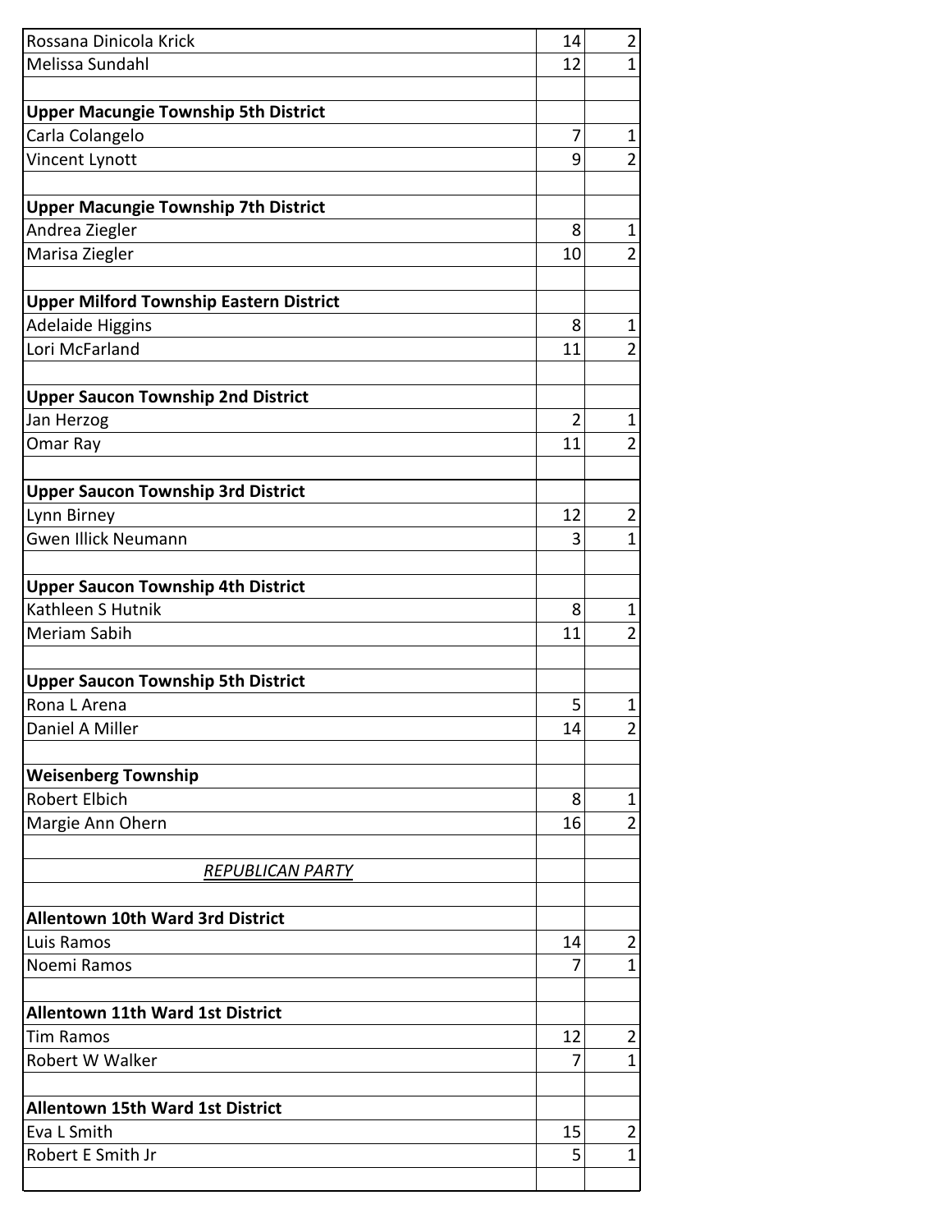| | | |
|---|---|---|
| Rossana Dinicola Krick | 14 | 2 |
| Melissa Sundahl | 12 | 1 |
| | | |
| **Upper Macungie Township 5th District** | | |
| Carla Colangelo | 7 | 1 |
| Vincent Lynott | 9 | 2 |
| | | |
| **Upper Macungie Township 7th District** | | |
| Andrea Ziegler | 8 | 1 |
| Marisa Ziegler | 10 | 2 |
| | | |
| **Upper Milford Township Eastern District** | | |
| Adelaide Higgins | 8 | 1 |
| Lori McFarland | 11 | 2 |
| | | |
| **Upper Saucon Township 2nd District** | | |
| Jan Herzog | 2 | 1 |
| Omar Ray | 11 | 2 |
| | | |
| **Upper Saucon Township 3rd District** | | |
| Lynn Birney | 12 | 2 |
| Gwen Illick Neumann | 3 | 1 |
| | | |
| **Upper Saucon Township 4th District** | | |
| Kathleen S Hutnik | 8 | 1 |
| Meriam Sabih | 11 | 2 |
| | | |
| **Upper Saucon Township 5th District** | | |
| Rona L Arena | 5 | 1 |
| Daniel A Miller | 14 | 2 |
| | | |
| **Weisenberg Township** | | |
| Robert Elbich | 8 | 1 |
| Margie Ann Ohern | 16 | 2 |
| | | |
| *REPUBLICAN PARTY* | | |
| | | |
| **Allentown 10th Ward 3rd District** | | |
| Luis Ramos | 14 | 2 |
| Noemi Ramos | 7 | 1 |
| | | |
| **Allentown 11th Ward 1st District** | | |
| Tim Ramos | 12 | 2 |
| Robert W Walker | 7 | 1 |
| | | |
| **Allentown 15th Ward 1st District** | | |
| Eva L Smith | 15 | 2 |
| Robert E Smith Jr | 5 | 1 |
| | | |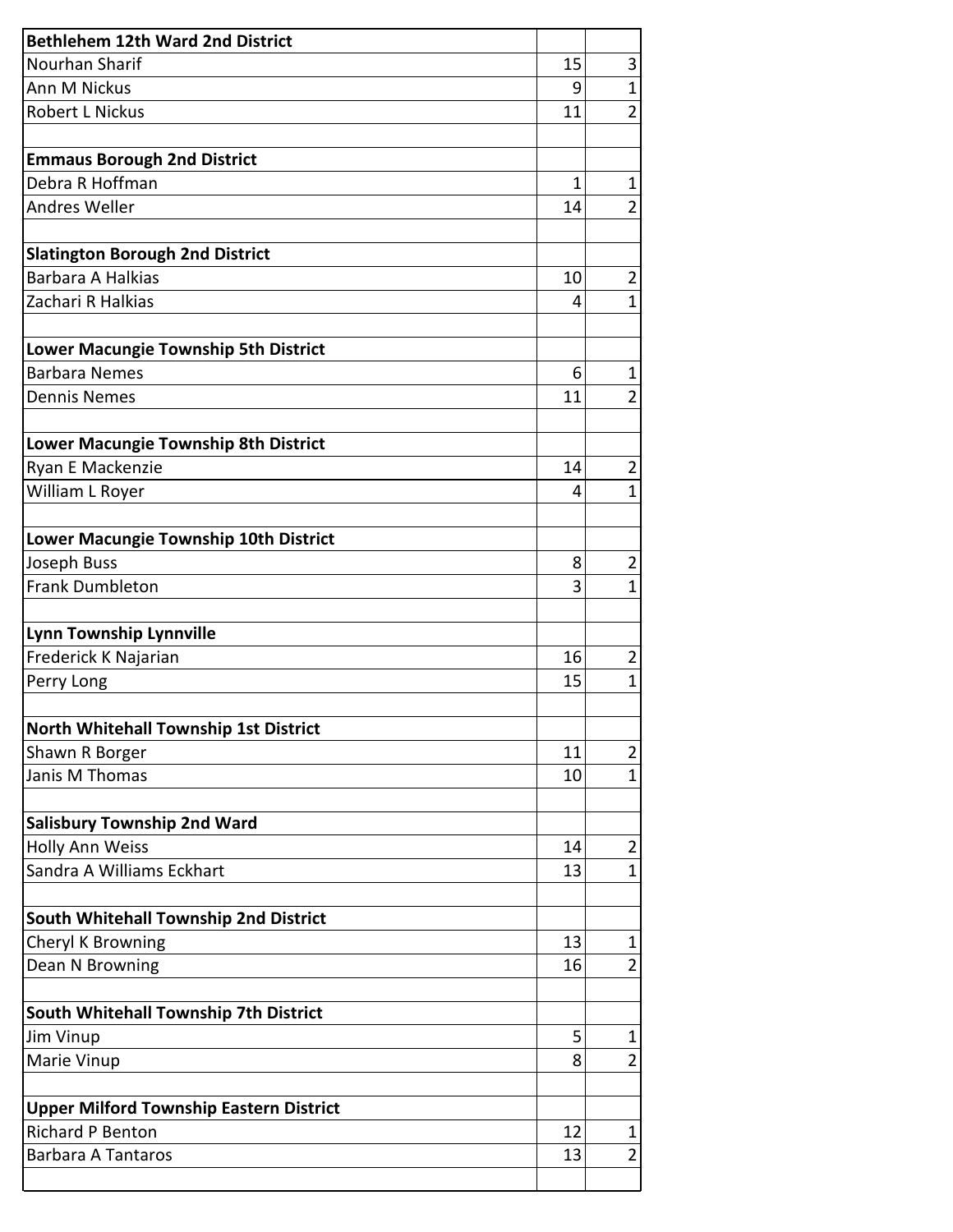| **Bethlehem 12th Ward 2nd District** | | |
|---|---|---|
| Nourhan Sharif | 15 | 3 |
| Ann M Nickus | 9 | 1 |
| Robert L Nickus | 11 | 2 |
| | | |
| **Emmaus Borough 2nd District** | | |
| Debra R Hoffman | 1 | 1 |
| Andres Weller | 14 | 2 |
| | | |
| **Slatington Borough 2nd District** | | |
| Barbara A Halkias | 10 | 2 |
| Zachari R Halkias | 4 | 1 |
| | | |
| **Lower Macungie Township 5th District** | | |
| Barbara Nemes | 6 | 1 |
| Dennis Nemes | 11 | 2 |
| | | |
| **Lower Macungie Township 8th District** | | |
| Ryan E Mackenzie | 14 | 2 |
| William L Royer | 4 | 1 |
| | | |
| **Lower Macungie Township 10th District** | | |
| Joseph Buss | 8 | 2 |
| Frank Dumbleton | 3 | 1 |
| | | |
| **Lynn Township Lynnville** | | |
| Frederick K Najarian | 16 | 2 |
| Perry Long | 15 | 1 |
| | | |
| **North Whitehall Township 1st District** | | |
| Shawn R Borger | 11 | 2 |
| Janis M Thomas | 10 | 1 |
| | | |
| **Salisbury Township 2nd Ward** | | |
| Holly Ann Weiss | 14 | 2 |
| Sandra A Williams Eckhart | 13 | 1 |
| | | |
| **South Whitehall Township 2nd District** | | |
| Cheryl K Browning | 13 | 1 |
| Dean N Browning | 16 | 2 |
| | | |
| **South Whitehall Township 7th District** | | |
| Jim Vinup | 5 | 1 |
| Marie Vinup | 8 | 2 |
| | | |
| **Upper Milford Township Eastern District** | | |
| Richard P Benton | 12 | 1 |
| Barbara A Tantaros | 13 | 2 |
| | | |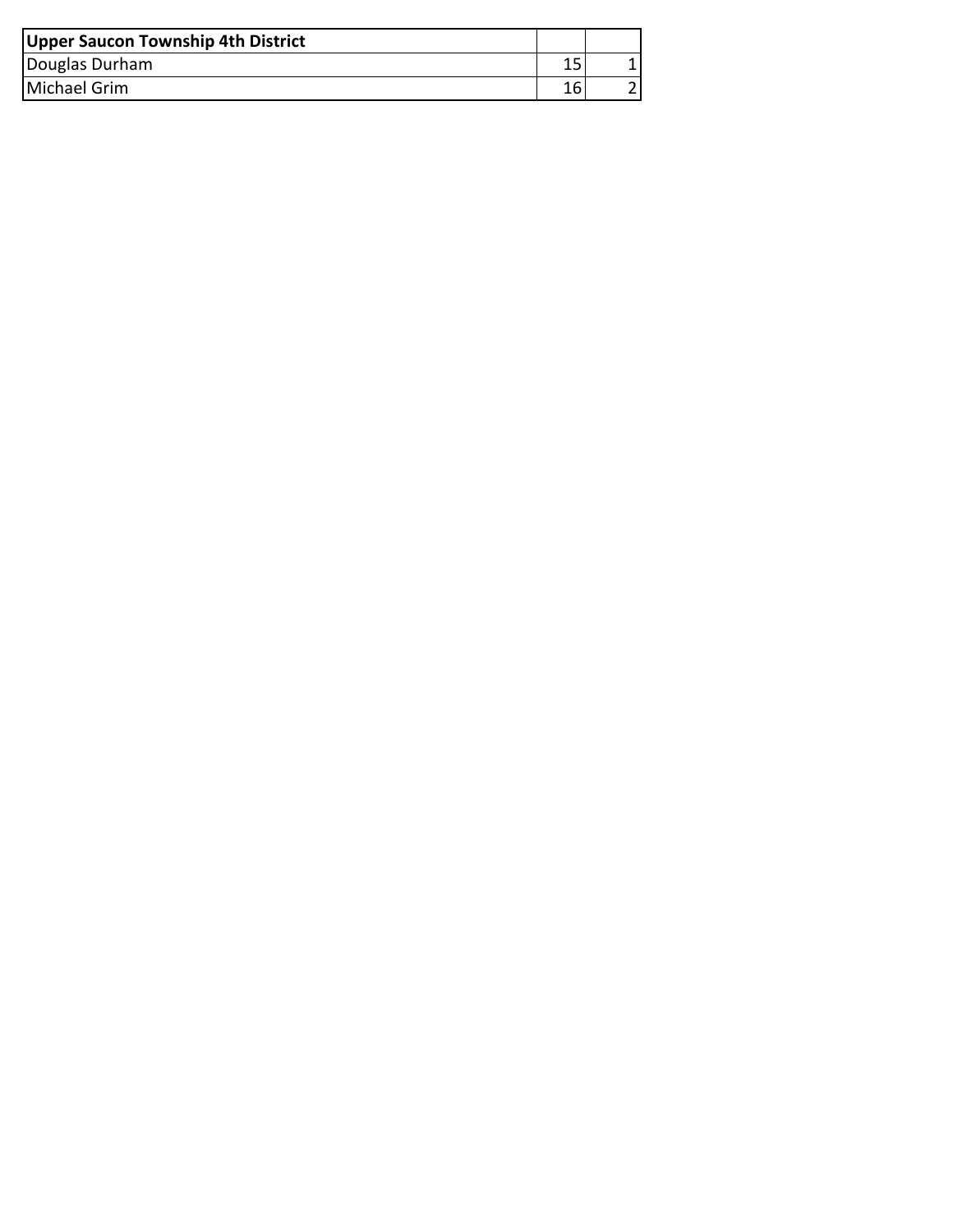| Upper Saucon Township 4th District | | |
| --- | --- | --- |
| Douglas Durham | 15 | 1 |
| Michael Grim | 16 | 2 |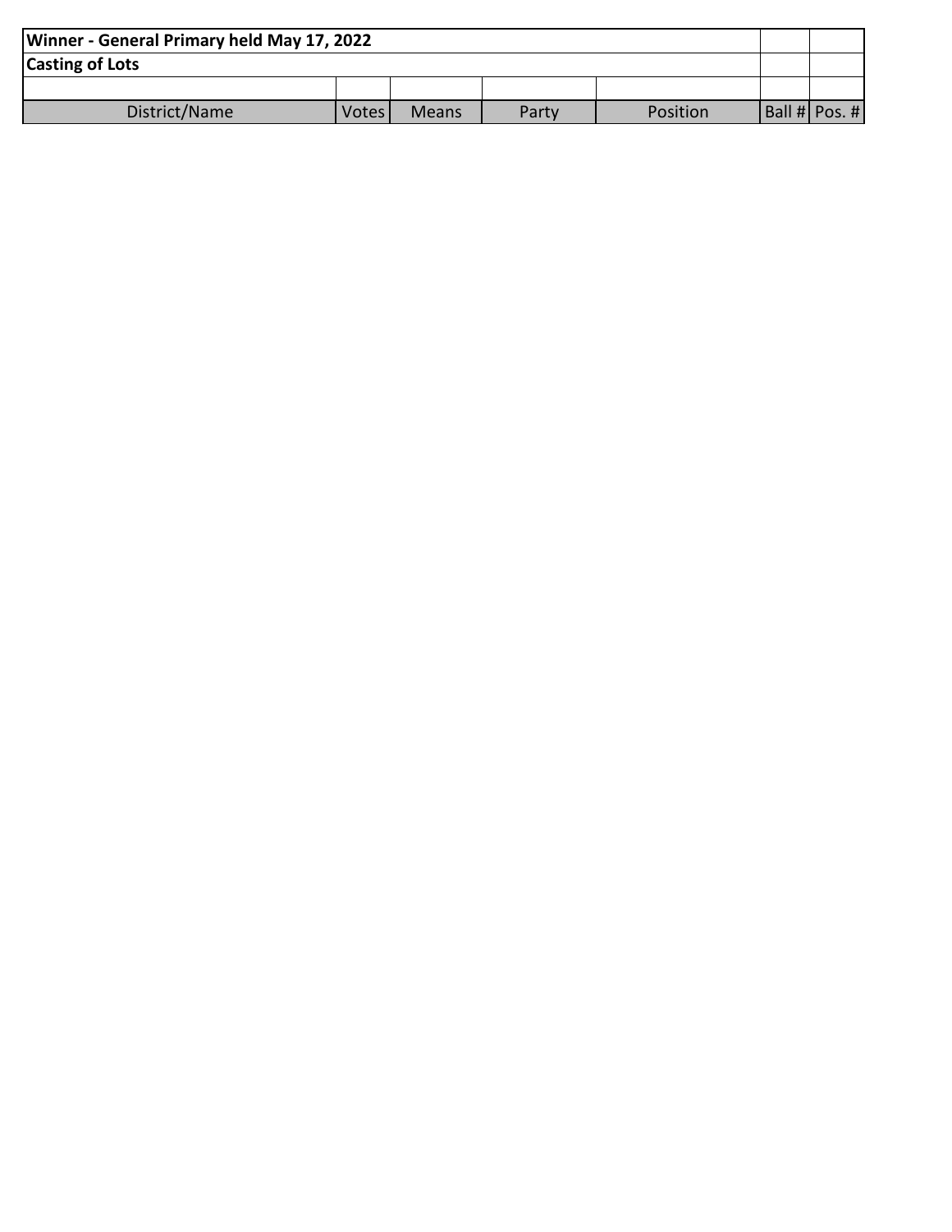| Winner - General Primary held May 17, 2022 | | | | | | |
|---|---|---|---|---|---|---|
| **Casting of Lots** | | | | | | |
| | | | | | | |
| District/Name | Votes | Means | Party | Position | Ball # | Pos. # |